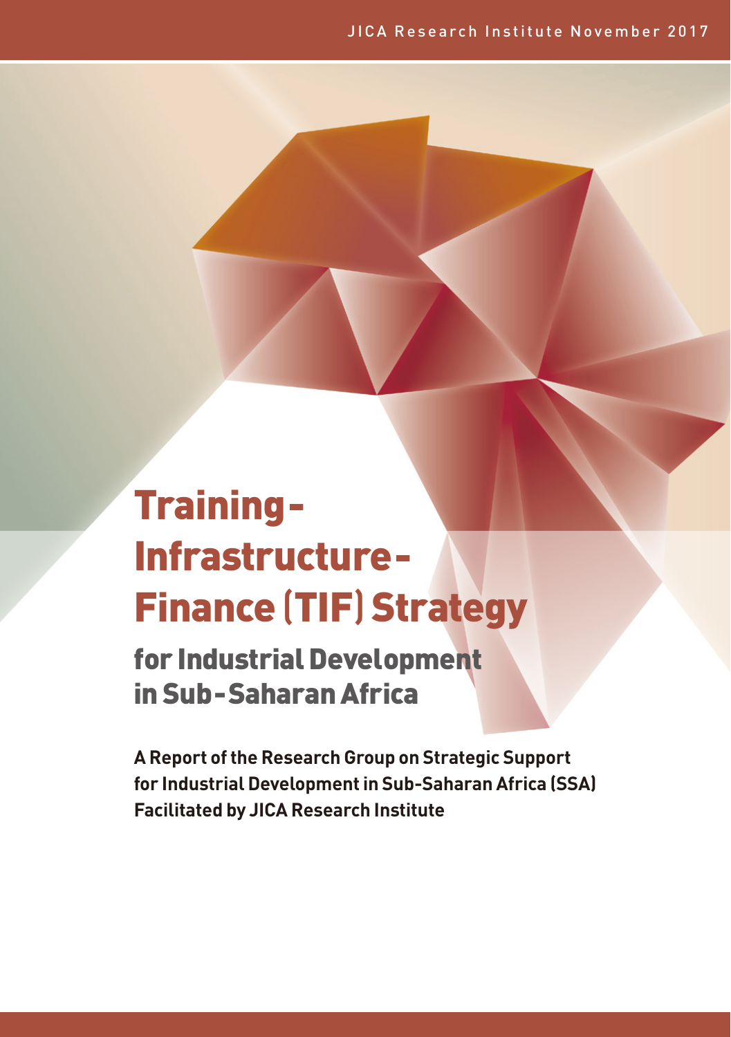JICA Research Institute November 2017

# Training-Infrastructure-Finance (TIF) Strategy

## for Industrial Development in Sub-Saharan Africa

**A Report of the Research Group on Strategic Support for Industrial Development in Sub-Saharan Africa (SSA) Facilitated by JICA Research Institute**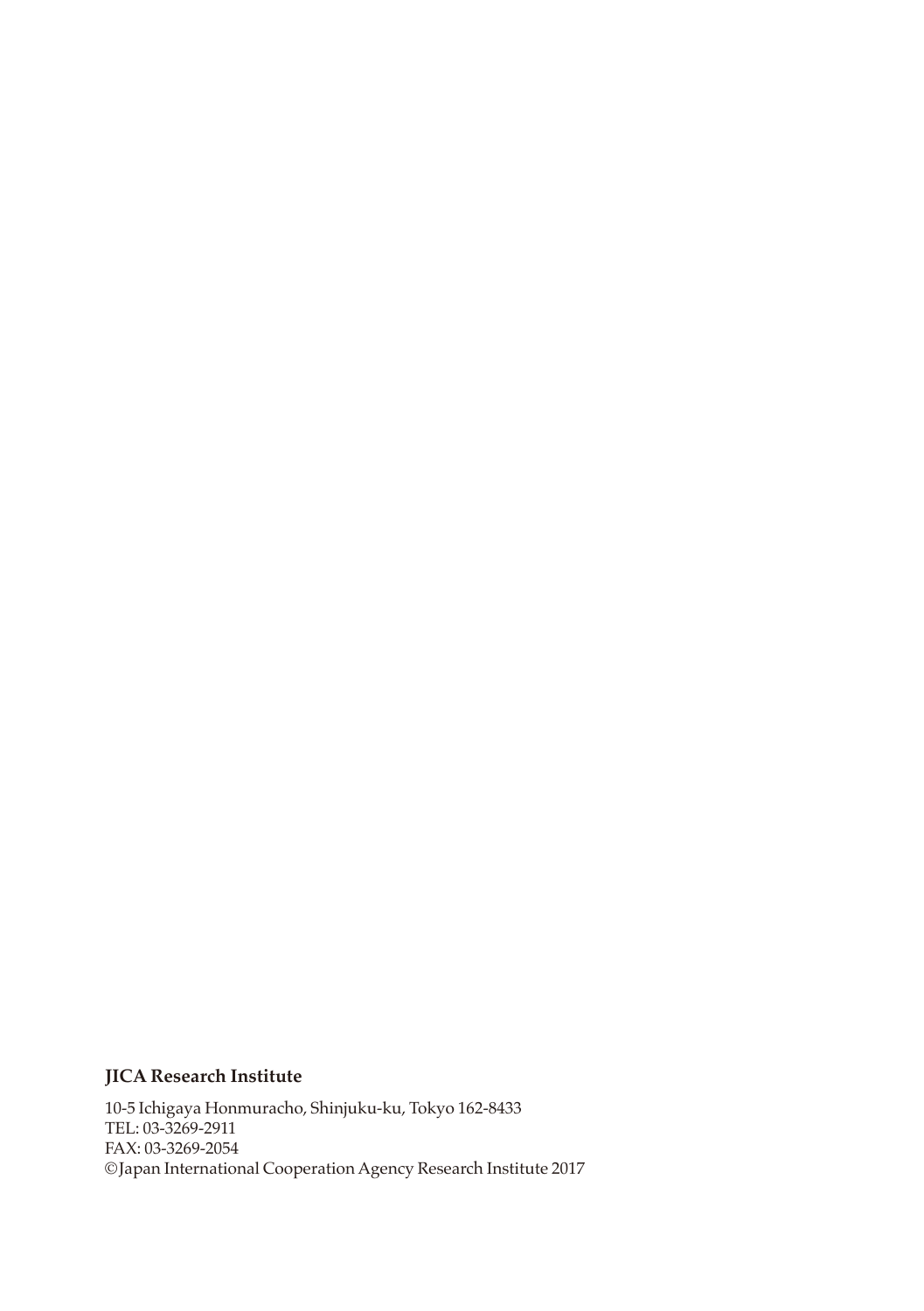**JICA Research Institute**

10-5 Ichigaya Honmuracho, Shinjuku-ku, Tokyo 162-8433
TEL: 03-3269-2911
FAX: 03-3269-2054
©Japan International Cooperation Agency Research Institute 2017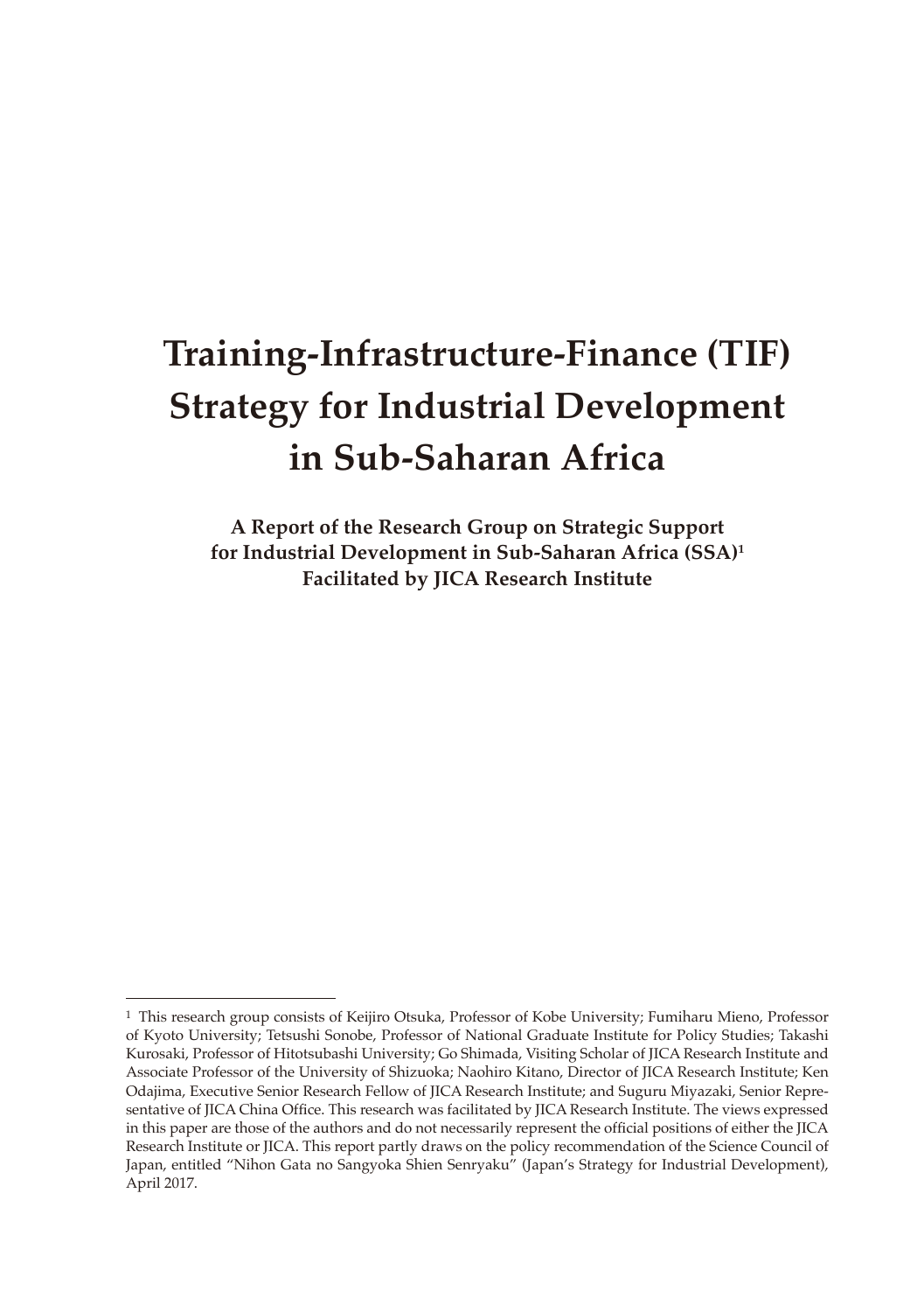# Training-Infrastructure-Finance (TIF) Strategy for Industrial Development in Sub-Saharan Africa

**A Report of the Research Group on Strategic Support for Industrial Development in Sub-Saharan Africa (SSA)[1]**
**Facilitated by JICA Research Institute**

---

[1] This research group consists of Keijiro Otsuka, Professor of Kobe University; Fumiharu Mieno, Professor of Kyoto University; Tetsushi Sonobe, Professor of National Graduate Institute for Policy Studies; Takashi Kurosaki, Professor of Hitotsubashi University; Go Shimada, Visiting Scholar of JICA Research Institute and Associate Professor of the University of Shizuoka; Naohiro Kitano, Director of JICA Research Institute; Ken Odajima, Executive Senior Research Fellow of JICA Research Institute; and Suguru Miyazaki, Senior Representative of JICA China Office. This research was facilitated by JICA Research Institute. The views expressed in this paper are those of the authors and do not necessarily represent the official positions of either the JICA Research Institute or JICA. This report partly draws on the policy recommendation of the Science Council of Japan, entitled "Nihon Gata no Sangyoka Shien Senryaku" (Japan's Strategy for Industrial Development), April 2017.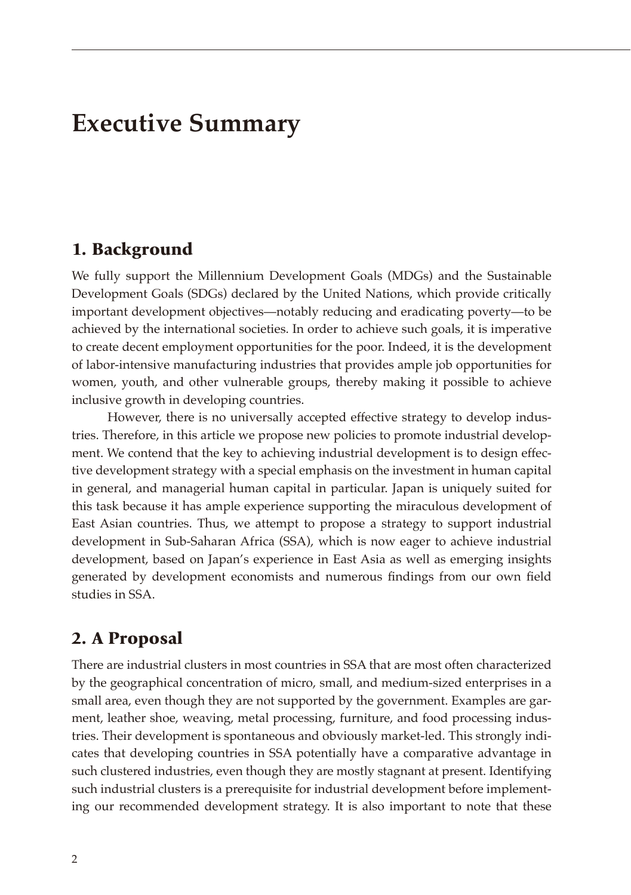# Executive Summary

## 1. Background

We fully support the Millennium Development Goals (MDGs) and the Sustainable Development Goals (SDGs) declared by the United Nations, which provide critically important development objectives—notably reducing and eradicating poverty—to be achieved by the international societies. In order to achieve such goals, it is imperative to create decent employment opportunities for the poor. Indeed, it is the development of labor-intensive manufacturing industries that provides ample job opportunities for women, youth, and other vulnerable groups, thereby making it possible to achieve inclusive growth in developing countries.

However, there is no universally accepted effective strategy to develop industries. Therefore, in this article we propose new policies to promote industrial development. We contend that the key to achieving industrial development is to design effective development strategy with a special emphasis on the investment in human capital in general, and managerial human capital in particular. Japan is uniquely suited for this task because it has ample experience supporting the miraculous development of East Asian countries. Thus, we attempt to propose a strategy to support industrial development in Sub-Saharan Africa (SSA), which is now eager to achieve industrial development, based on Japan's experience in East Asia as well as emerging insights generated by development economists and numerous findings from our own field studies in SSA.

## 2. A Proposal

There are industrial clusters in most countries in SSA that are most often characterized by the geographical concentration of micro, small, and medium-sized enterprises in a small area, even though they are not supported by the government. Examples are garment, leather shoe, weaving, metal processing, furniture, and food processing industries. Their development is spontaneous and obviously market-led. This strongly indicates that developing countries in SSA potentially have a comparative advantage in such clustered industries, even though they are mostly stagnant at present. Identifying such industrial clusters is a prerequisite for industrial development before implementing our recommended development strategy. It is also important to note that these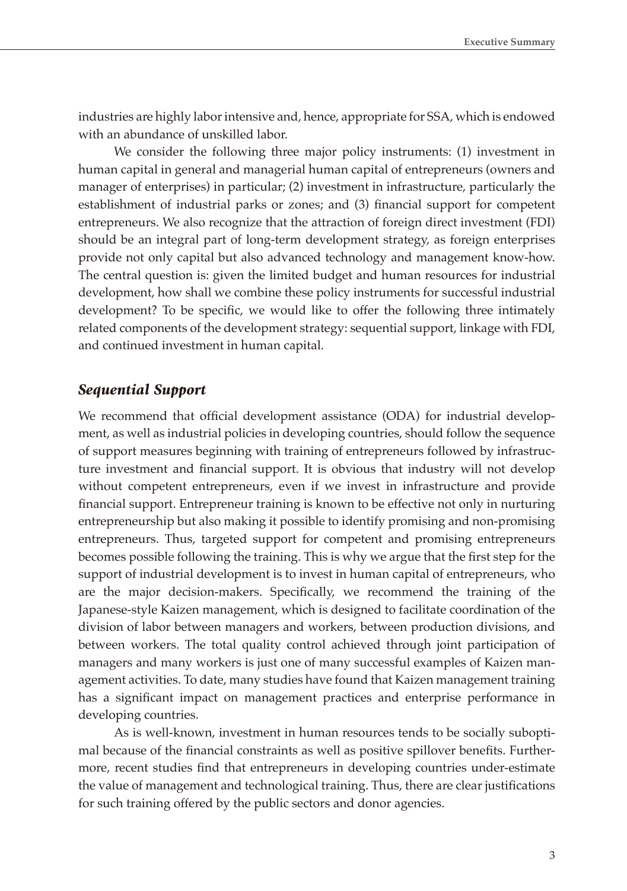industries are highly labor intensive and, hence, appropriate for SSA, which is endowed with an abundance of unskilled labor.

We consider the following three major policy instruments: (1) investment in human capital in general and managerial human capital of entrepreneurs (owners and manager of enterprises) in particular; (2) investment in infrastructure, particularly the establishment of industrial parks or zones; and (3) financial support for competent entrepreneurs. We also recognize that the attraction of foreign direct investment (FDI) should be an integral part of long-term development strategy, as foreign enterprises provide not only capital but also advanced technology and management know-how. The central question is: given the limited budget and human resources for industrial development, how shall we combine these policy instruments for successful industrial development? To be specific, we would like to offer the following three intimately related components of the development strategy: sequential support, linkage with FDI, and continued investment in human capital.

### *Sequential Support*

We recommend that official development assistance (ODA) for industrial development, as well as industrial policies in developing countries, should follow the sequence of support measures beginning with training of entrepreneurs followed by infrastructure investment and financial support. It is obvious that industry will not develop without competent entrepreneurs, even if we invest in infrastructure and provide financial support. Entrepreneur training is known to be effective not only in nurturing entrepreneurship but also making it possible to identify promising and non-promising entrepreneurs. Thus, targeted support for competent and promising entrepreneurs becomes possible following the training. This is why we argue that the first step for the support of industrial development is to invest in human capital of entrepreneurs, who are the major decision-makers. Specifically, we recommend the training of the Japanese-style Kaizen management, which is designed to facilitate coordination of the division of labor between managers and workers, between production divisions, and between workers. The total quality control achieved through joint participation of managers and many workers is just one of many successful examples of Kaizen management activities. To date, many studies have found that Kaizen management training has a significant impact on management practices and enterprise performance in developing countries.

As is well-known, investment in human resources tends to be socially suboptimal because of the financial constraints as well as positive spillover benefits. Furthermore, recent studies find that entrepreneurs in developing countries under-estimate the value of management and technological training. Thus, there are clear justifications for such training offered by the public sectors and donor agencies.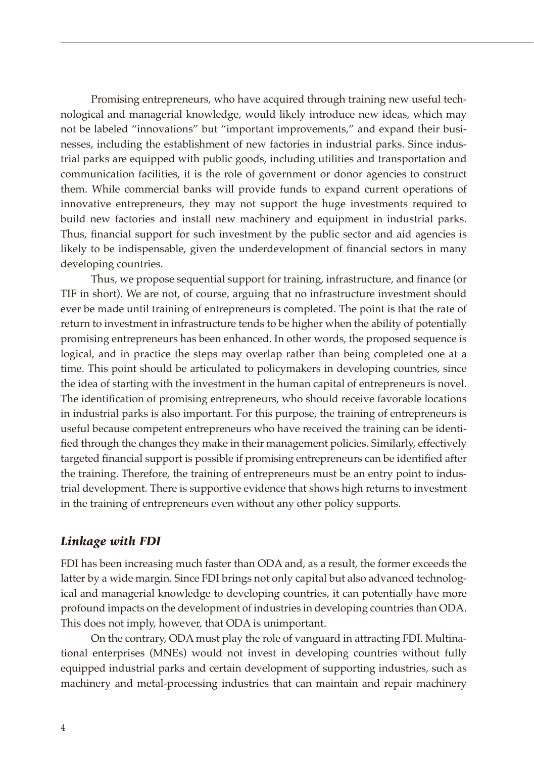Promising entrepreneurs, who have acquired through training new useful technological and managerial knowledge, would likely introduce new ideas, which may not be labeled "innovations" but "important improvements," and expand their businesses, including the establishment of new factories in industrial parks. Since industrial parks are equipped with public goods, including utilities and transportation and communication facilities, it is the role of government or donor agencies to construct them. While commercial banks will provide funds to expand current operations of innovative entrepreneurs, they may not support the huge investments required to build new factories and install new machinery and equipment in industrial parks. Thus, financial support for such investment by the public sector and aid agencies is likely to be indispensable, given the underdevelopment of financial sectors in many developing countries.

Thus, we propose sequential support for training, infrastructure, and finance (or TIF in short). We are not, of course, arguing that no infrastructure investment should ever be made until training of entrepreneurs is completed. The point is that the rate of return to investment in infrastructure tends to be higher when the ability of potentially promising entrepreneurs has been enhanced. In other words, the proposed sequence is logical, and in practice the steps may overlap rather than being completed one at a time. This point should be articulated to policymakers in developing countries, since the idea of starting with the investment in the human capital of entrepreneurs is novel. The identification of promising entrepreneurs, who should receive favorable locations in industrial parks is also important. For this purpose, the training of entrepreneurs is useful because competent entrepreneurs who have received the training can be identified through the changes they make in their management policies. Similarly, effectively targeted financial support is possible if promising entrepreneurs can be identified after the training. Therefore, the training of entrepreneurs must be an entry point to industrial development. There is supportive evidence that shows high returns to investment in the training of entrepreneurs even without any other policy supports.

### *Linkage with FDI*

FDI has been increasing much faster than ODA and, as a result, the former exceeds the latter by a wide margin. Since FDI brings not only capital but also advanced technological and managerial knowledge to developing countries, it can potentially have more profound impacts on the development of industries in developing countries than ODA. This does not imply, however, that ODA is unimportant.

On the contrary, ODA must play the role of vanguard in attracting FDI. Multinational enterprises (MNEs) would not invest in developing countries without fully equipped industrial parks and certain development of supporting industries, such as machinery and metal-processing industries that can maintain and repair machinery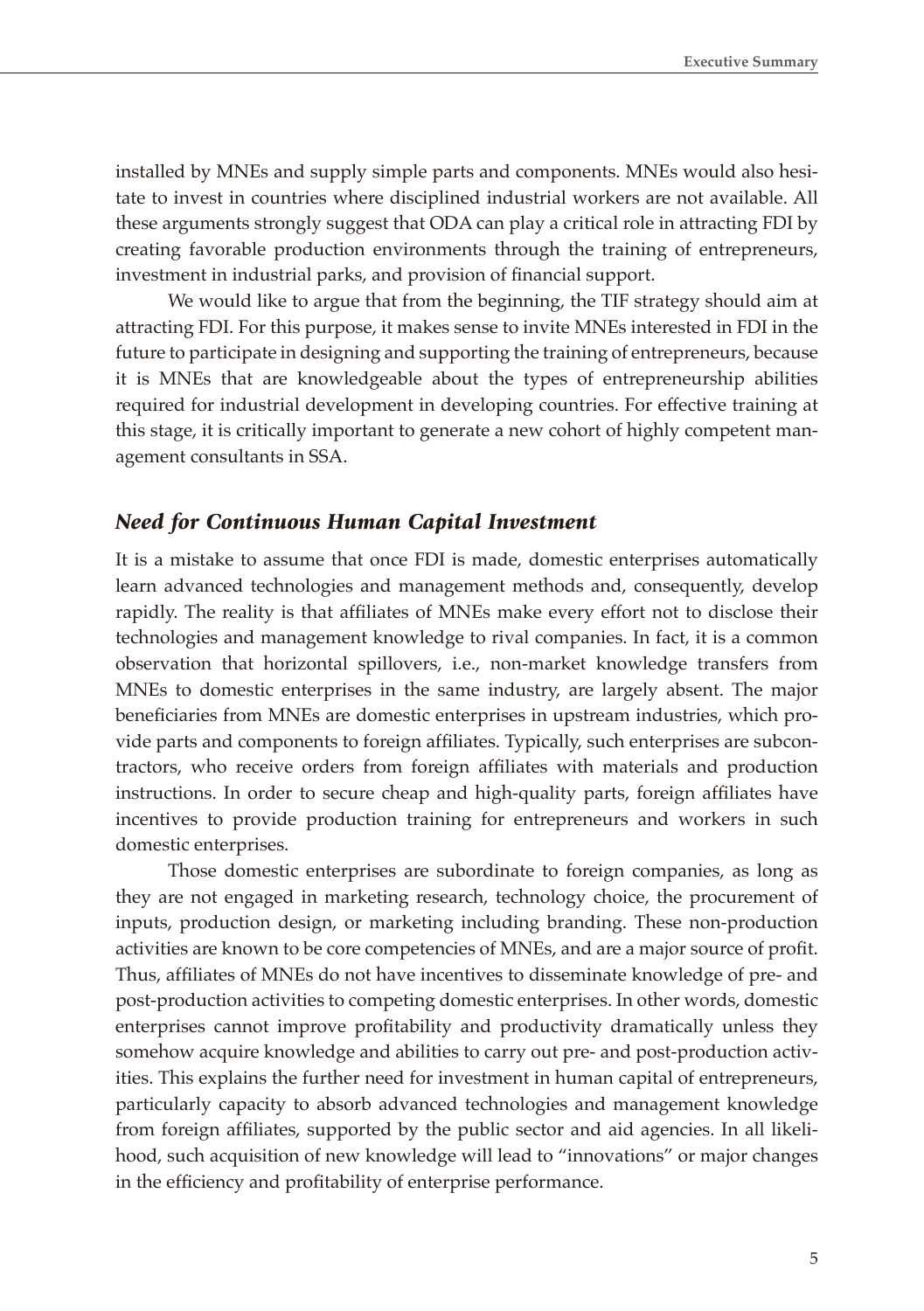installed by MNEs and supply simple parts and components. MNEs would also hesitate to invest in countries where disciplined industrial workers are not available. All these arguments strongly suggest that ODA can play a critical role in attracting FDI by creating favorable production environments through the training of entrepreneurs, investment in industrial parks, and provision of financial support.

We would like to argue that from the beginning, the TIF strategy should aim at attracting FDI. For this purpose, it makes sense to invite MNEs interested in FDI in the future to participate in designing and supporting the training of entrepreneurs, because it is MNEs that are knowledgeable about the types of entrepreneurship abilities required for industrial development in developing countries. For effective training at this stage, it is critically important to generate a new cohort of highly competent management consultants in SSA.

### *Need for Continuous Human Capital Investment*

It is a mistake to assume that once FDI is made, domestic enterprises automatically learn advanced technologies and management methods and, consequently, develop rapidly. The reality is that affiliates of MNEs make every effort not to disclose their technologies and management knowledge to rival companies. In fact, it is a common observation that horizontal spillovers, i.e., non-market knowledge transfers from MNEs to domestic enterprises in the same industry, are largely absent. The major beneficiaries from MNEs are domestic enterprises in upstream industries, which provide parts and components to foreign affiliates. Typically, such enterprises are subcontractors, who receive orders from foreign affiliates with materials and production instructions. In order to secure cheap and high-quality parts, foreign affiliates have incentives to provide production training for entrepreneurs and workers in such domestic enterprises.

Those domestic enterprises are subordinate to foreign companies, as long as they are not engaged in marketing research, technology choice, the procurement of inputs, production design, or marketing including branding. These non-production activities are known to be core competencies of MNEs, and are a major source of profit. Thus, affiliates of MNEs do not have incentives to disseminate knowledge of pre- and post-production activities to competing domestic enterprises. In other words, domestic enterprises cannot improve profitability and productivity dramatically unless they somehow acquire knowledge and abilities to carry out pre- and post-production activities. This explains the further need for investment in human capital of entrepreneurs, particularly capacity to absorb advanced technologies and management knowledge from foreign affiliates, supported by the public sector and aid agencies. In all likelihood, such acquisition of new knowledge will lead to "innovations" or major changes in the efficiency and profitability of enterprise performance.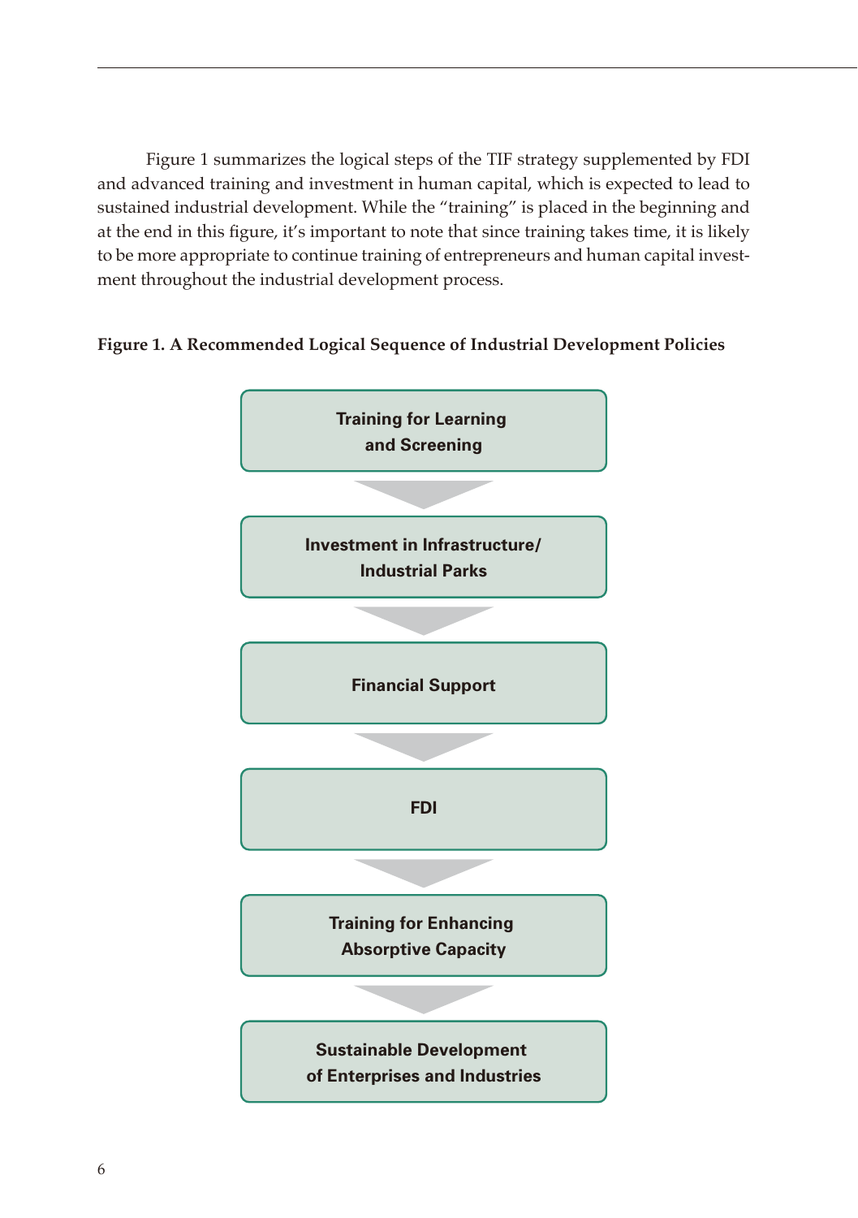Figure 1 summarizes the logical steps of the TIF strategy supplemented by FDI and advanced training and investment in human capital, which is expected to lead to sustained industrial development. While the "training" is placed in the beginning and at the end in this figure, it's important to note that since training takes time, it is likely to be more appropriate to continue training of entrepreneurs and human capital investment throughout the industrial development process.

**Figure 1. A Recommended Logical Sequence of Industrial Development Policies**

**Training for Learning and Screening**

↓

**Investment in Infrastructure/ Industrial Parks**

↓

**Financial Support**

↓

**FDI**

↓

**Training for Enhancing Absorptive Capacity**

↓

**Sustainable Development of Enterprises and Industries**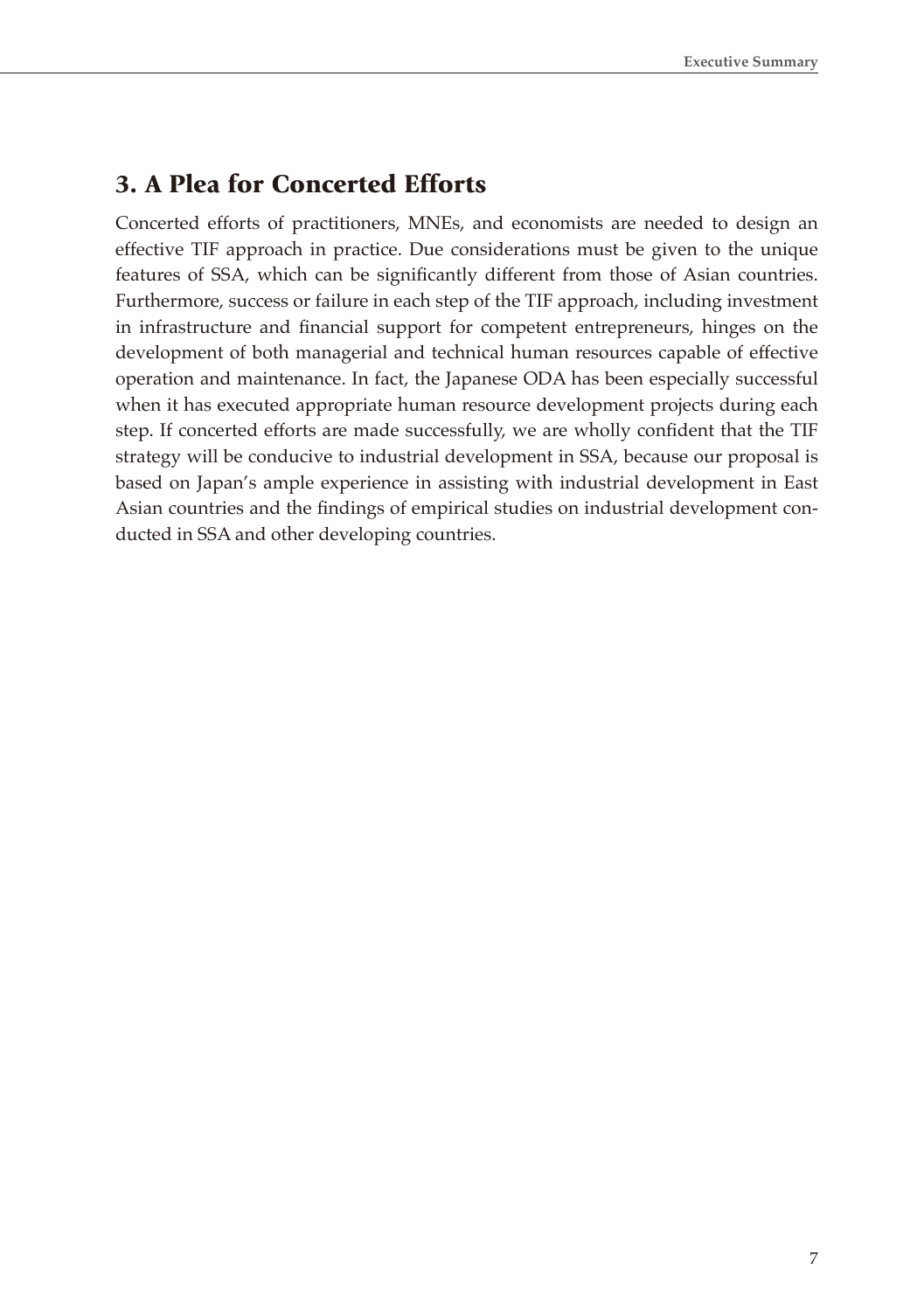## 3. A Plea for Concerted Efforts

Concerted efforts of practitioners, MNEs, and economists are needed to design an effective TIF approach in practice. Due considerations must be given to the unique features of SSA, which can be significantly different from those of Asian countries. Furthermore, success or failure in each step of the TIF approach, including investment in infrastructure and financial support for competent entrepreneurs, hinges on the development of both managerial and technical human resources capable of effective operation and maintenance. In fact, the Japanese ODA has been especially successful when it has executed appropriate human resource development projects during each step. If concerted efforts are made successfully, we are wholly confident that the TIF strategy will be conducive to industrial development in SSA, because our proposal is based on Japan's ample experience in assisting with industrial development in East Asian countries and the findings of empirical studies on industrial development conducted in SSA and other developing countries.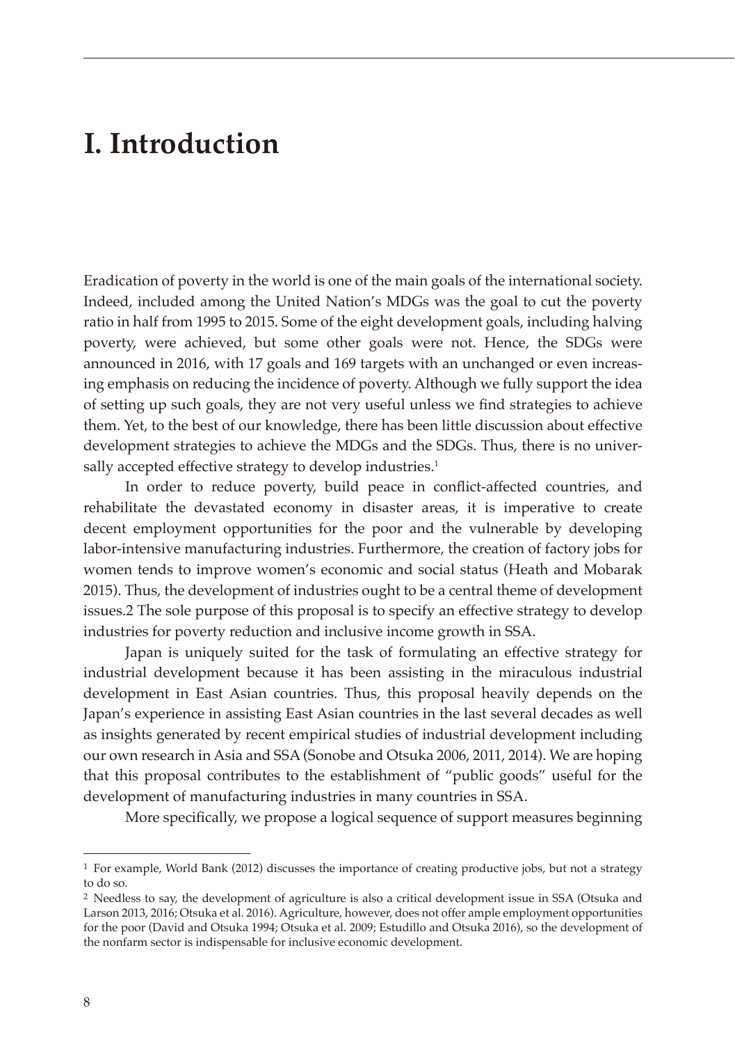# I. Introduction

Eradication of poverty in the world is one of the main goals of the international society. Indeed, included among the United Nation's MDGs was the goal to cut the poverty ratio in half from 1995 to 2015. Some of the eight development goals, including halving poverty, were achieved, but some other goals were not. Hence, the SDGs were announced in 2016, with 17 goals and 169 targets with an unchanged or even increasing emphasis on reducing the incidence of poverty. Although we fully support the idea of setting up such goals, they are not very useful unless we find strategies to achieve them. Yet, to the best of our knowledge, there has been little discussion about effective development strategies to achieve the MDGs and the SDGs. Thus, there is no universally accepted effective strategy to develop industries.[1]

In order to reduce poverty, build peace in conflict-affected countries, and rehabilitate the devastated economy in disaster areas, it is imperative to create decent employment opportunities for the poor and the vulnerable by developing labor-intensive manufacturing industries. Furthermore, the creation of factory jobs for women tends to improve women's economic and social status (Heath and Mobarak 2015). Thus, the development of industries ought to be a central theme of development issues.2 The sole purpose of this proposal is to specify an effective strategy to develop industries for poverty reduction and inclusive income growth in SSA.

Japan is uniquely suited for the task of formulating an effective strategy for industrial development because it has been assisting in the miraculous industrial development in East Asian countries. Thus, this proposal heavily depends on the Japan's experience in assisting East Asian countries in the last several decades as well as insights generated by recent empirical studies of industrial development including our own research in Asia and SSA (Sonobe and Otsuka 2006, 2011, 2014). We are hoping that this proposal contributes to the establishment of "public goods" useful for the development of manufacturing industries in many countries in SSA.

More specifically, we propose a logical sequence of support measures beginning

---

[1] For example, World Bank (2012) discusses the importance of creating productive jobs, but not a strategy to do so.

[2] Needless to say, the development of agriculture is also a critical development issue in SSA (Otsuka and Larson 2013, 2016; Otsuka et al. 2016). Agriculture, however, does not offer ample employment opportunities for the poor (David and Otsuka 1994; Otsuka et al. 2009; Estudillo and Otsuka 2016), so the development of the nonfarm sector is indispensable for inclusive economic development.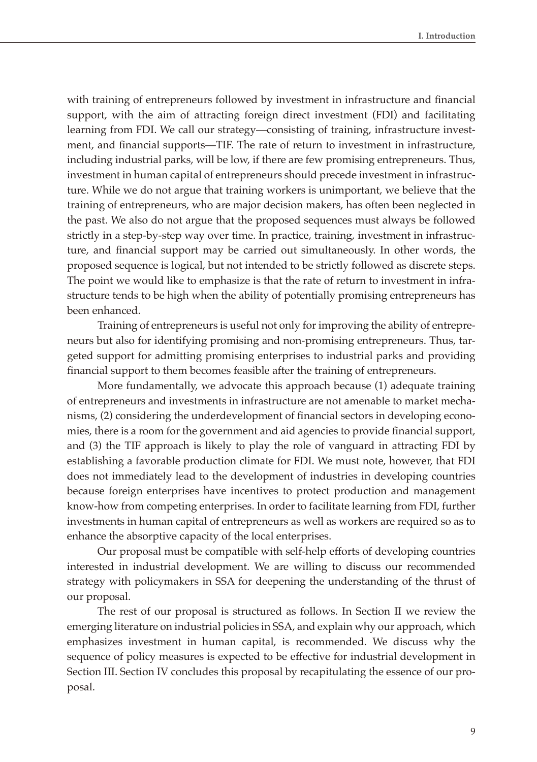with training of entrepreneurs followed by investment in infrastructure and financial support, with the aim of attracting foreign direct investment (FDI) and facilitating learning from FDI. We call our strategy—consisting of training, infrastructure investment, and financial supports—TIF. The rate of return to investment in infrastructure, including industrial parks, will be low, if there are few promising entrepreneurs. Thus, investment in human capital of entrepreneurs should precede investment in infrastructure. While we do not argue that training workers is unimportant, we believe that the training of entrepreneurs, who are major decision makers, has often been neglected in the past. We also do not argue that the proposed sequences must always be followed strictly in a step-by-step way over time. In practice, training, investment in infrastructure, and financial support may be carried out simultaneously. In other words, the proposed sequence is logical, but not intended to be strictly followed as discrete steps. The point we would like to emphasize is that the rate of return to investment in infrastructure tends to be high when the ability of potentially promising entrepreneurs has been enhanced.

Training of entrepreneurs is useful not only for improving the ability of entrepreneurs but also for identifying promising and non-promising entrepreneurs. Thus, targeted support for admitting promising enterprises to industrial parks and providing financial support to them becomes feasible after the training of entrepreneurs.

More fundamentally, we advocate this approach because (1) adequate training of entrepreneurs and investments in infrastructure are not amenable to market mechanisms, (2) considering the underdevelopment of financial sectors in developing economies, there is a room for the government and aid agencies to provide financial support, and (3) the TIF approach is likely to play the role of vanguard in attracting FDI by establishing a favorable production climate for FDI. We must note, however, that FDI does not immediately lead to the development of industries in developing countries because foreign enterprises have incentives to protect production and management know-how from competing enterprises. In order to facilitate learning from FDI, further investments in human capital of entrepreneurs as well as workers are required so as to enhance the absorptive capacity of the local enterprises.

Our proposal must be compatible with self-help efforts of developing countries interested in industrial development. We are willing to discuss our recommended strategy with policymakers in SSA for deepening the understanding of the thrust of our proposal.

The rest of our proposal is structured as follows. In Section II we review the emerging literature on industrial policies in SSA, and explain why our approach, which emphasizes investment in human capital, is recommended. We discuss why the sequence of policy measures is expected to be effective for industrial development in Section III. Section IV concludes this proposal by recapitulating the essence of our proposal.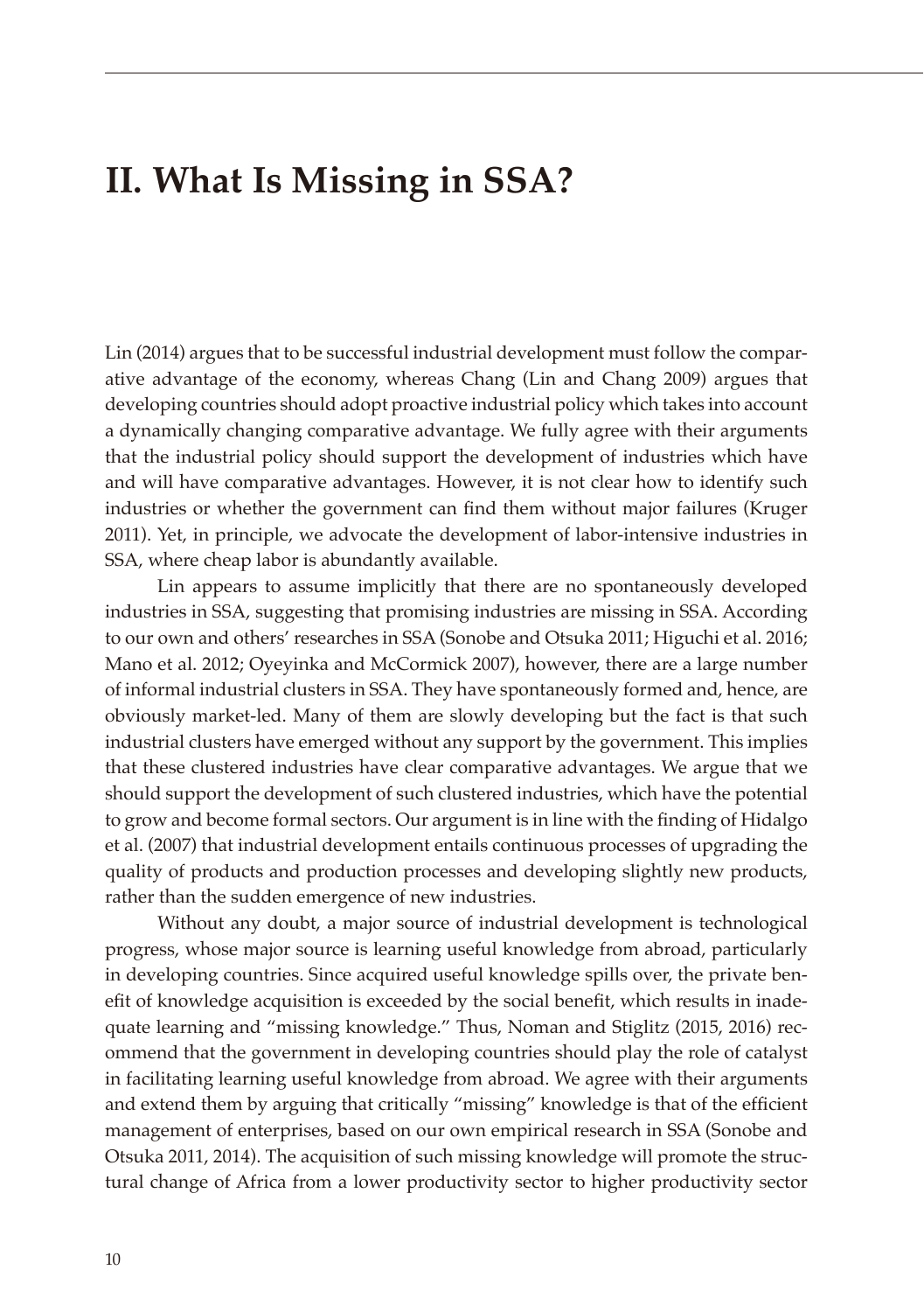# II. What Is Missing in SSA?

Lin (2014) argues that to be successful industrial development must follow the comparative advantage of the economy, whereas Chang (Lin and Chang 2009) argues that developing countries should adopt proactive industrial policy which takes into account a dynamically changing comparative advantage. We fully agree with their arguments that the industrial policy should support the development of industries which have and will have comparative advantages. However, it is not clear how to identify such industries or whether the government can find them without major failures (Kruger 2011). Yet, in principle, we advocate the development of labor-intensive industries in SSA, where cheap labor is abundantly available.

Lin appears to assume implicitly that there are no spontaneously developed industries in SSA, suggesting that promising industries are missing in SSA. According to our own and others' researches in SSA (Sonobe and Otsuka 2011; Higuchi et al. 2016; Mano et al. 2012; Oyeyinka and McCormick 2007), however, there are a large number of informal industrial clusters in SSA. They have spontaneously formed and, hence, are obviously market-led. Many of them are slowly developing but the fact is that such industrial clusters have emerged without any support by the government. This implies that these clustered industries have clear comparative advantages. We argue that we should support the development of such clustered industries, which have the potential to grow and become formal sectors. Our argument is in line with the finding of Hidalgo et al. (2007) that industrial development entails continuous processes of upgrading the quality of products and production processes and developing slightly new products, rather than the sudden emergence of new industries.

Without any doubt, a major source of industrial development is technological progress, whose major source is learning useful knowledge from abroad, particularly in developing countries. Since acquired useful knowledge spills over, the private benefit of knowledge acquisition is exceeded by the social benefit, which results in inadequate learning and "missing knowledge." Thus, Noman and Stiglitz (2015, 2016) recommend that the government in developing countries should play the role of catalyst in facilitating learning useful knowledge from abroad. We agree with their arguments and extend them by arguing that critically "missing" knowledge is that of the efficient management of enterprises, based on our own empirical research in SSA (Sonobe and Otsuka 2011, 2014). The acquisition of such missing knowledge will promote the structural change of Africa from a lower productivity sector to higher productivity sector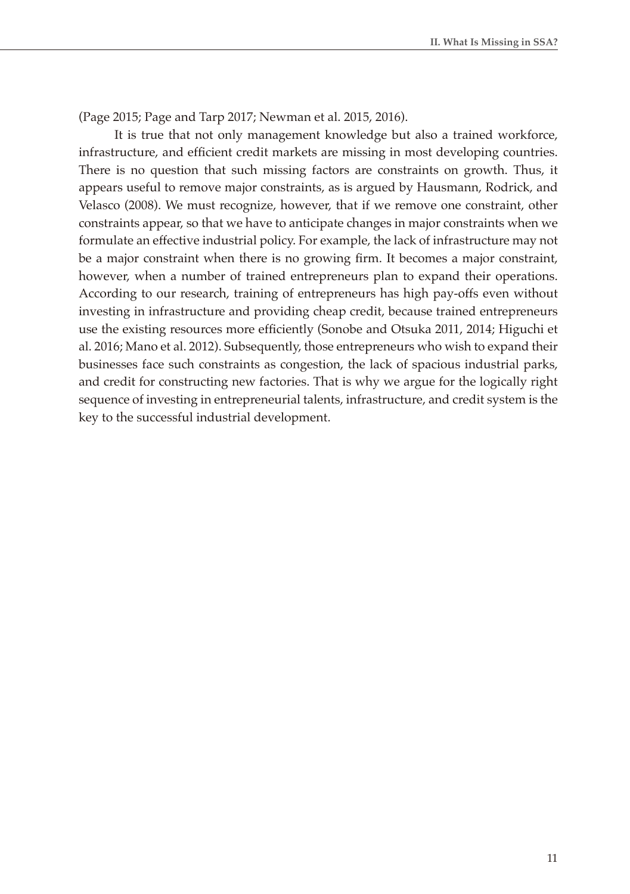(Page 2015; Page and Tarp 2017; Newman et al. 2015, 2016).

It is true that not only management knowledge but also a trained workforce, infrastructure, and efficient credit markets are missing in most developing countries. There is no question that such missing factors are constraints on growth. Thus, it appears useful to remove major constraints, as is argued by Hausmann, Rodrick, and Velasco (2008). We must recognize, however, that if we remove one constraint, other constraints appear, so that we have to anticipate changes in major constraints when we formulate an effective industrial policy. For example, the lack of infrastructure may not be a major constraint when there is no growing firm. It becomes a major constraint, however, when a number of trained entrepreneurs plan to expand their operations. According to our research, training of entrepreneurs has high pay-offs even without investing in infrastructure and providing cheap credit, because trained entrepreneurs use the existing resources more efficiently (Sonobe and Otsuka 2011, 2014; Higuchi et al. 2016; Mano et al. 2012). Subsequently, those entrepreneurs who wish to expand their businesses face such constraints as congestion, the lack of spacious industrial parks, and credit for constructing new factories. That is why we argue for the logically right sequence of investing in entrepreneurial talents, infrastructure, and credit system is the key to the successful industrial development.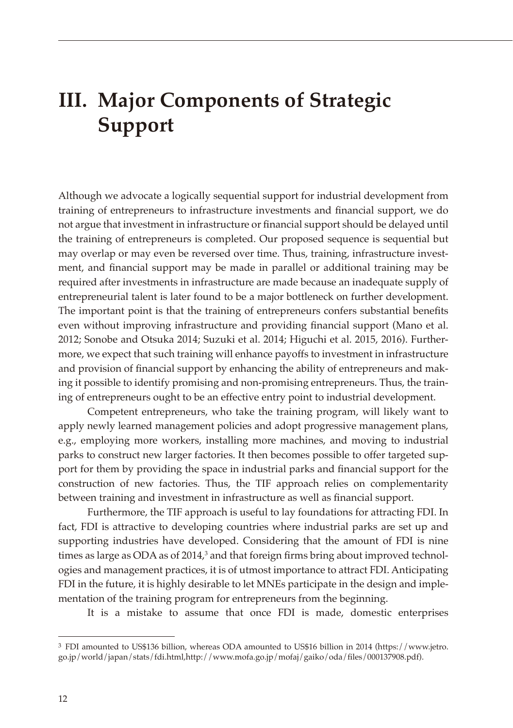# III. Major Components of Strategic Support

Although we advocate a logically sequential support for industrial development from training of entrepreneurs to infrastructure investments and financial support, we do not argue that investment in infrastructure or financial support should be delayed until the training of entrepreneurs is completed. Our proposed sequence is sequential but may overlap or may even be reversed over time. Thus, training, infrastructure investment, and financial support may be made in parallel or additional training may be required after investments in infrastructure are made because an inadequate supply of entrepreneurial talent is later found to be a major bottleneck on further development. The important point is that the training of entrepreneurs confers substantial benefits even without improving infrastructure and providing financial support (Mano et al. 2012; Sonobe and Otsuka 2014; Suzuki et al. 2014; Higuchi et al. 2015, 2016). Furthermore, we expect that such training will enhance payoffs to investment in infrastructure and provision of financial support by enhancing the ability of entrepreneurs and making it possible to identify promising and non-promising entrepreneurs. Thus, the training of entrepreneurs ought to be an effective entry point to industrial development.

Competent entrepreneurs, who take the training program, will likely want to apply newly learned management policies and adopt progressive management plans, e.g., employing more workers, installing more machines, and moving to industrial parks to construct new larger factories. It then becomes possible to offer targeted support for them by providing the space in industrial parks and financial support for the construction of new factories. Thus, the TIF approach relies on complementarity between training and investment in infrastructure as well as financial support.

Furthermore, the TIF approach is useful to lay foundations for attracting FDI. In fact, FDI is attractive to developing countries where industrial parks are set up and supporting industries have developed. Considering that the amount of FDI is nine times as large as ODA as of 2014,[3] and that foreign firms bring about improved technologies and management practices, it is of utmost importance to attract FDI. Anticipating FDI in the future, it is highly desirable to let MNEs participate in the design and implementation of the training program for entrepreneurs from the beginning.

It is a mistake to assume that once FDI is made, domestic enterprises

[3] FDI amounted to US$136 billion, whereas ODA amounted to US$16 billion in 2014 (https://www.jetro.go.jp/world/japan/stats/fdi.html,http://www.mofa.go.jp/mofaj/gaiko/oda/files/000137908.pdf).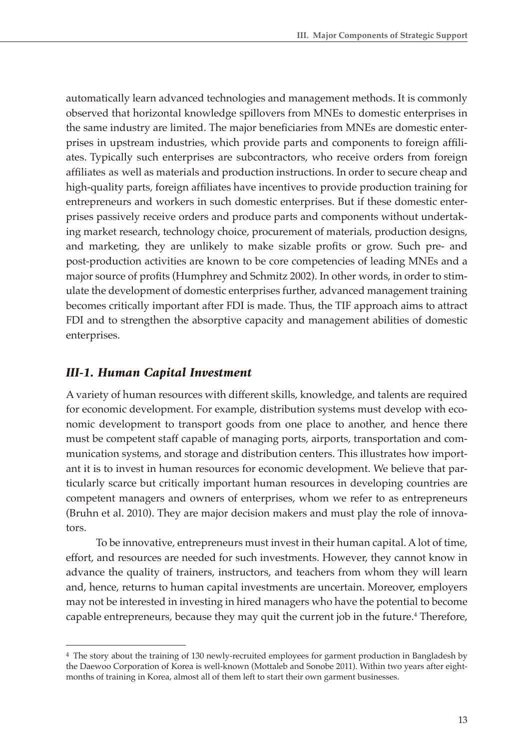automatically learn advanced technologies and management methods. It is commonly observed that horizontal knowledge spillovers from MNEs to domestic enterprises in the same industry are limited. The major beneficiaries from MNEs are domestic enterprises in upstream industries, which provide parts and components to foreign affiliates. Typically such enterprises are subcontractors, who receive orders from foreign affiliates as well as materials and production instructions. In order to secure cheap and high-quality parts, foreign affiliates have incentives to provide production training for entrepreneurs and workers in such domestic enterprises. But if these domestic enterprises passively receive orders and produce parts and components without undertaking market research, technology choice, procurement of materials, production designs, and marketing, they are unlikely to make sizable profits or grow. Such pre- and post-production activities are known to be core competencies of leading MNEs and a major source of profits (Humphrey and Schmitz 2002). In other words, in order to stimulate the development of domestic enterprises further, advanced management training becomes critically important after FDI is made. Thus, the TIF approach aims to attract FDI and to strengthen the absorptive capacity and management abilities of domestic enterprises.

### *III-1. Human Capital Investment*

A variety of human resources with different skills, knowledge, and talents are required for economic development. For example, distribution systems must develop with economic development to transport goods from one place to another, and hence there must be competent staff capable of managing ports, airports, transportation and communication systems, and storage and distribution centers. This illustrates how important it is to invest in human resources for economic development. We believe that particularly scarce but critically important human resources in developing countries are competent managers and owners of enterprises, whom we refer to as entrepreneurs (Bruhn et al. 2010). They are major decision makers and must play the role of innovators.

To be innovative, entrepreneurs must invest in their human capital. A lot of time, effort, and resources are needed for such investments. However, they cannot know in advance the quality of trainers, instructors, and teachers from whom they will learn and, hence, returns to human capital investments are uncertain. Moreover, employers may not be interested in investing in hired managers who have the potential to become capable entrepreneurs, because they may quit the current job in the future.[4] Therefore,

[4] The story about the training of 130 newly-recruited employees for garment production in Bangladesh by the Daewoo Corporation of Korea is well-known (Mottaleb and Sonobe 2011). Within two years after eight-months of training in Korea, almost all of them left to start their own garment businesses.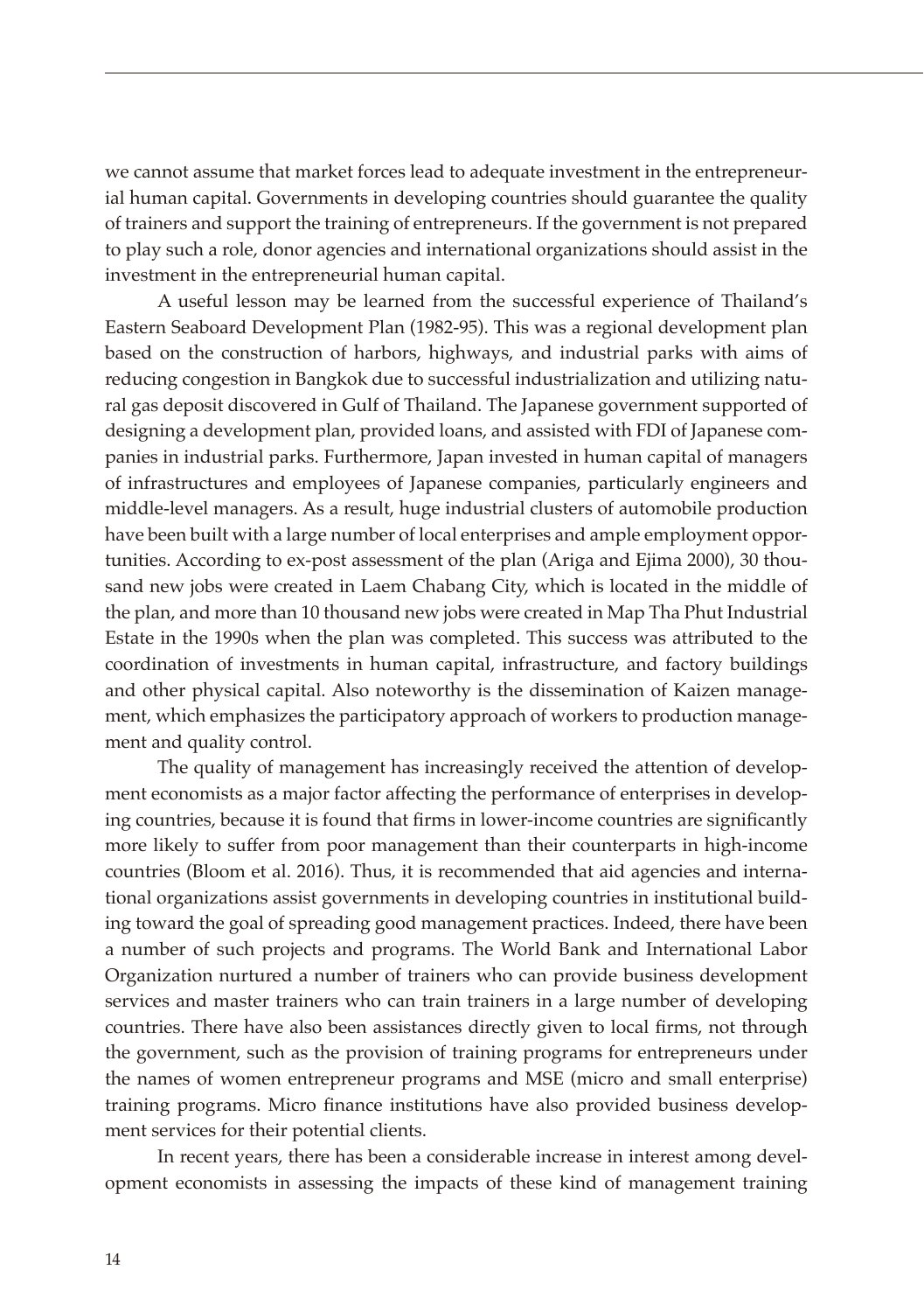we cannot assume that market forces lead to adequate investment in the entrepreneurial human capital. Governments in developing countries should guarantee the quality of trainers and support the training of entrepreneurs. If the government is not prepared to play such a role, donor agencies and international organizations should assist in the investment in the entrepreneurial human capital.

A useful lesson may be learned from the successful experience of Thailand's Eastern Seaboard Development Plan (1982-95). This was a regional development plan based on the construction of harbors, highways, and industrial parks with aims of reducing congestion in Bangkok due to successful industrialization and utilizing natural gas deposit discovered in Gulf of Thailand. The Japanese government supported of designing a development plan, provided loans, and assisted with FDI of Japanese companies in industrial parks. Furthermore, Japan invested in human capital of managers of infrastructures and employees of Japanese companies, particularly engineers and middle-level managers. As a result, huge industrial clusters of automobile production have been built with a large number of local enterprises and ample employment opportunities. According to ex-post assessment of the plan (Ariga and Ejima 2000), 30 thousand new jobs were created in Laem Chabang City, which is located in the middle of the plan, and more than 10 thousand new jobs were created in Map Tha Phut Industrial Estate in the 1990s when the plan was completed. This success was attributed to the coordination of investments in human capital, infrastructure, and factory buildings and other physical capital. Also noteworthy is the dissemination of Kaizen management, which emphasizes the participatory approach of workers to production management and quality control.

The quality of management has increasingly received the attention of development economists as a major factor affecting the performance of enterprises in developing countries, because it is found that firms in lower-income countries are significantly more likely to suffer from poor management than their counterparts in high-income countries (Bloom et al. 2016). Thus, it is recommended that aid agencies and international organizations assist governments in developing countries in institutional building toward the goal of spreading good management practices. Indeed, there have been a number of such projects and programs. The World Bank and International Labor Organization nurtured a number of trainers who can provide business development services and master trainers who can train trainers in a large number of developing countries. There have also been assistances directly given to local firms, not through the government, such as the provision of training programs for entrepreneurs under the names of women entrepreneur programs and MSE (micro and small enterprise) training programs. Micro finance institutions have also provided business development services for their potential clients.

In recent years, there has been a considerable increase in interest among development economists in assessing the impacts of these kind of management training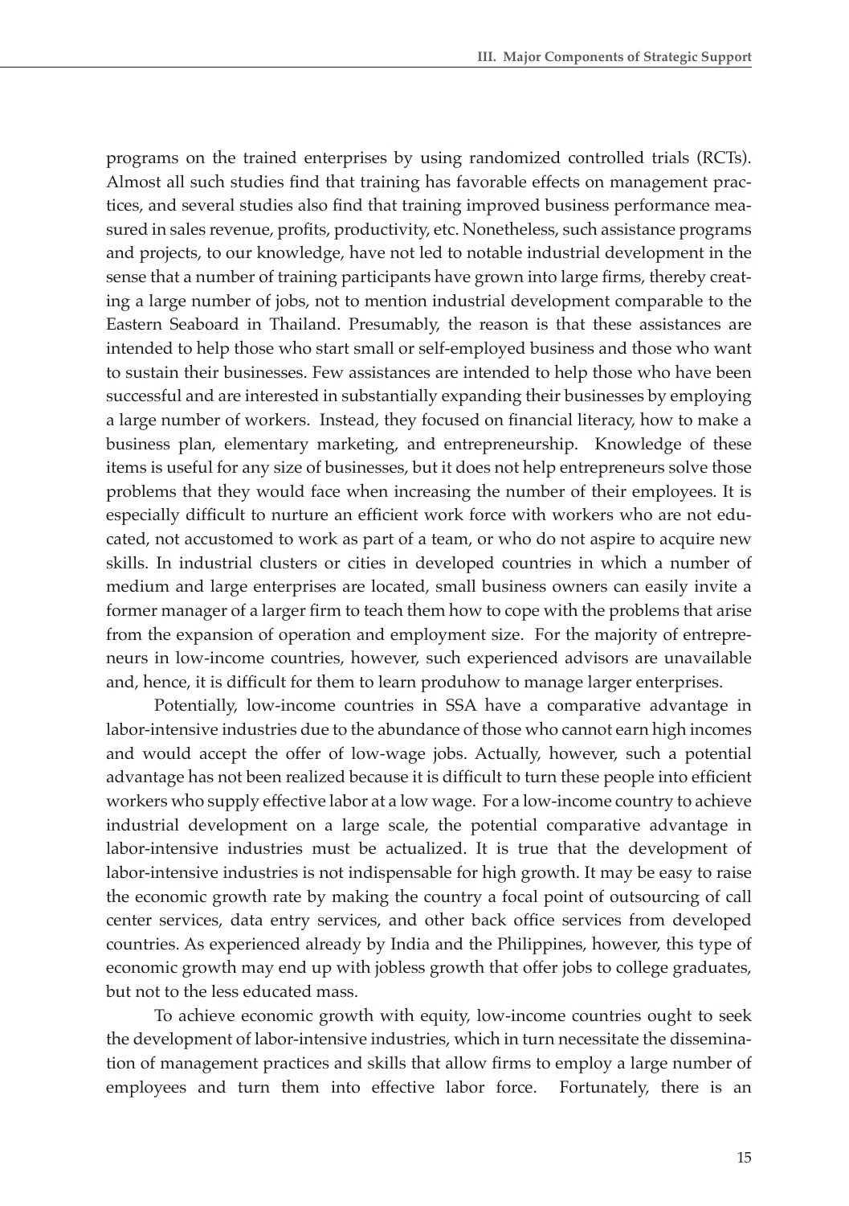programs on the trained enterprises by using randomized controlled trials (RCTs). Almost all such studies find that training has favorable effects on management practices, and several studies also find that training improved business performance measured in sales revenue, profits, productivity, etc. Nonetheless, such assistance programs and projects, to our knowledge, have not led to notable industrial development in the sense that a number of training participants have grown into large firms, thereby creating a large number of jobs, not to mention industrial development comparable to the Eastern Seaboard in Thailand. Presumably, the reason is that these assistances are intended to help those who start small or self-employed business and those who want to sustain their businesses. Few assistances are intended to help those who have been successful and are interested in substantially expanding their businesses by employing a large number of workers. Instead, they focused on financial literacy, how to make a business plan, elementary marketing, and entrepreneurship. Knowledge of these items is useful for any size of businesses, but it does not help entrepreneurs solve those problems that they would face when increasing the number of their employees. It is especially difficult to nurture an efficient work force with workers who are not educated, not accustomed to work as part of a team, or who do not aspire to acquire new skills. In industrial clusters or cities in developed countries in which a number of medium and large enterprises are located, small business owners can easily invite a former manager of a larger firm to teach them how to cope with the problems that arise from the expansion of operation and employment size. For the majority of entrepreneurs in low-income countries, however, such experienced advisors are unavailable and, hence, it is difficult for them to learn produhow to manage larger enterprises.

Potentially, low-income countries in SSA have a comparative advantage in labor-intensive industries due to the abundance of those who cannot earn high incomes and would accept the offer of low-wage jobs. Actually, however, such a potential advantage has not been realized because it is difficult to turn these people into efficient workers who supply effective labor at a low wage. For a low-income country to achieve industrial development on a large scale, the potential comparative advantage in labor-intensive industries must be actualized. It is true that the development of labor-intensive industries is not indispensable for high growth. It may be easy to raise the economic growth rate by making the country a focal point of outsourcing of call center services, data entry services, and other back office services from developed countries. As experienced already by India and the Philippines, however, this type of economic growth may end up with jobless growth that offer jobs to college graduates, but not to the less educated mass.

To achieve economic growth with equity, low-income countries ought to seek the development of labor-intensive industries, which in turn necessitate the dissemination of management practices and skills that allow firms to employ a large number of employees and turn them into effective labor force. Fortunately, there is an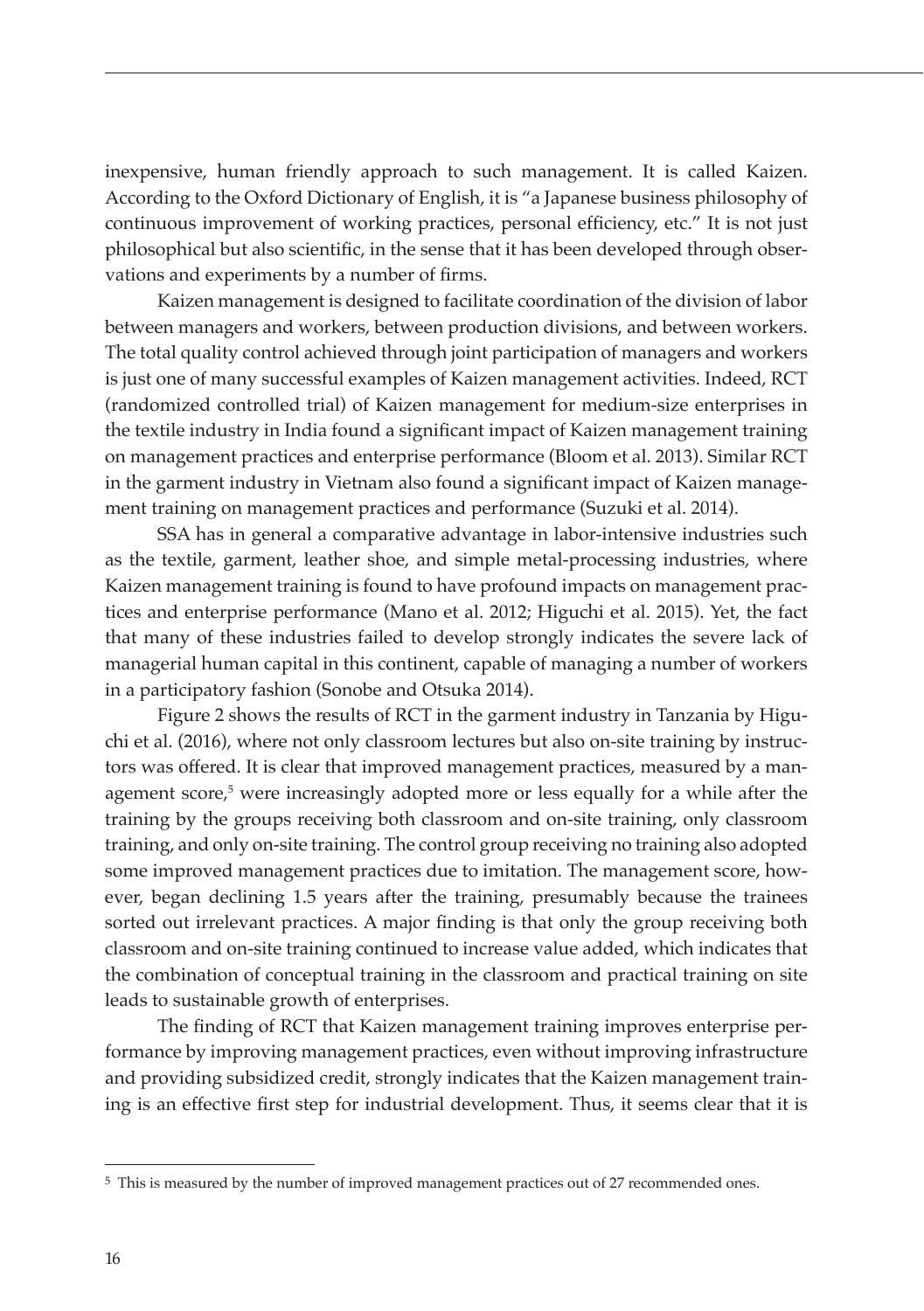inexpensive, human friendly approach to such management. It is called Kaizen. According to the Oxford Dictionary of English, it is "a Japanese business philosophy of continuous improvement of working practices, personal efficiency, etc." It is not just philosophical but also scientific, in the sense that it has been developed through observations and experiments by a number of firms.

Kaizen management is designed to facilitate coordination of the division of labor between managers and workers, between production divisions, and between workers. The total quality control achieved through joint participation of managers and workers is just one of many successful examples of Kaizen management activities. Indeed, RCT (randomized controlled trial) of Kaizen management for medium-size enterprises in the textile industry in India found a significant impact of Kaizen management training on management practices and enterprise performance (Bloom et al. 2013). Similar RCT in the garment industry in Vietnam also found a significant impact of Kaizen management training on management practices and performance (Suzuki et al. 2014).

SSA has in general a comparative advantage in labor-intensive industries such as the textile, garment, leather shoe, and simple metal-processing industries, where Kaizen management training is found to have profound impacts on management practices and enterprise performance (Mano et al. 2012; Higuchi et al. 2015). Yet, the fact that many of these industries failed to develop strongly indicates the severe lack of managerial human capital in this continent, capable of managing a number of workers in a participatory fashion (Sonobe and Otsuka 2014).

Figure 2 shows the results of RCT in the garment industry in Tanzania by Higuchi et al. (2016), where not only classroom lectures but also on-site training by instructors was offered. It is clear that improved management practices, measured by a management score,[5] were increasingly adopted more or less equally for a while after the training by the groups receiving both classroom and on-site training, only classroom training, and only on-site training. The control group receiving no training also adopted some improved management practices due to imitation. The management score, however, began declining 1.5 years after the training, presumably because the trainees sorted out irrelevant practices. A major finding is that only the group receiving both classroom and on-site training continued to increase value added, which indicates that the combination of conceptual training in the classroom and practical training on site leads to sustainable growth of enterprises.

The finding of RCT that Kaizen management training improves enterprise performance by improving management practices, even without improving infrastructure and providing subsidized credit, strongly indicates that the Kaizen management training is an effective first step for industrial development. Thus, it seems clear that it is

[5] This is measured by the number of improved management practices out of 27 recommended ones.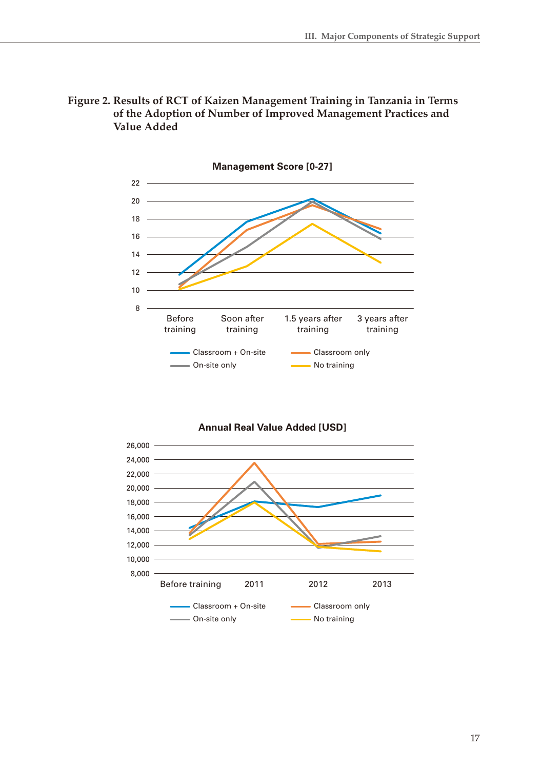**Figure 2. Results of RCT of Kaizen Management Training in Tanzania in Terms of the Adoption of Number of Improved Management Practices and Value Added**

**Management Score [0-27]**

Before training | Soon after training | 1.5 years after training | 3 years after training

Classroom + On-site | Classroom only | On-site only | No training

**Annual Real Value Added [USD]**

Before training | 2011 | 2012 | 2013

Classroom + On-site | Classroom only | On-site only | No training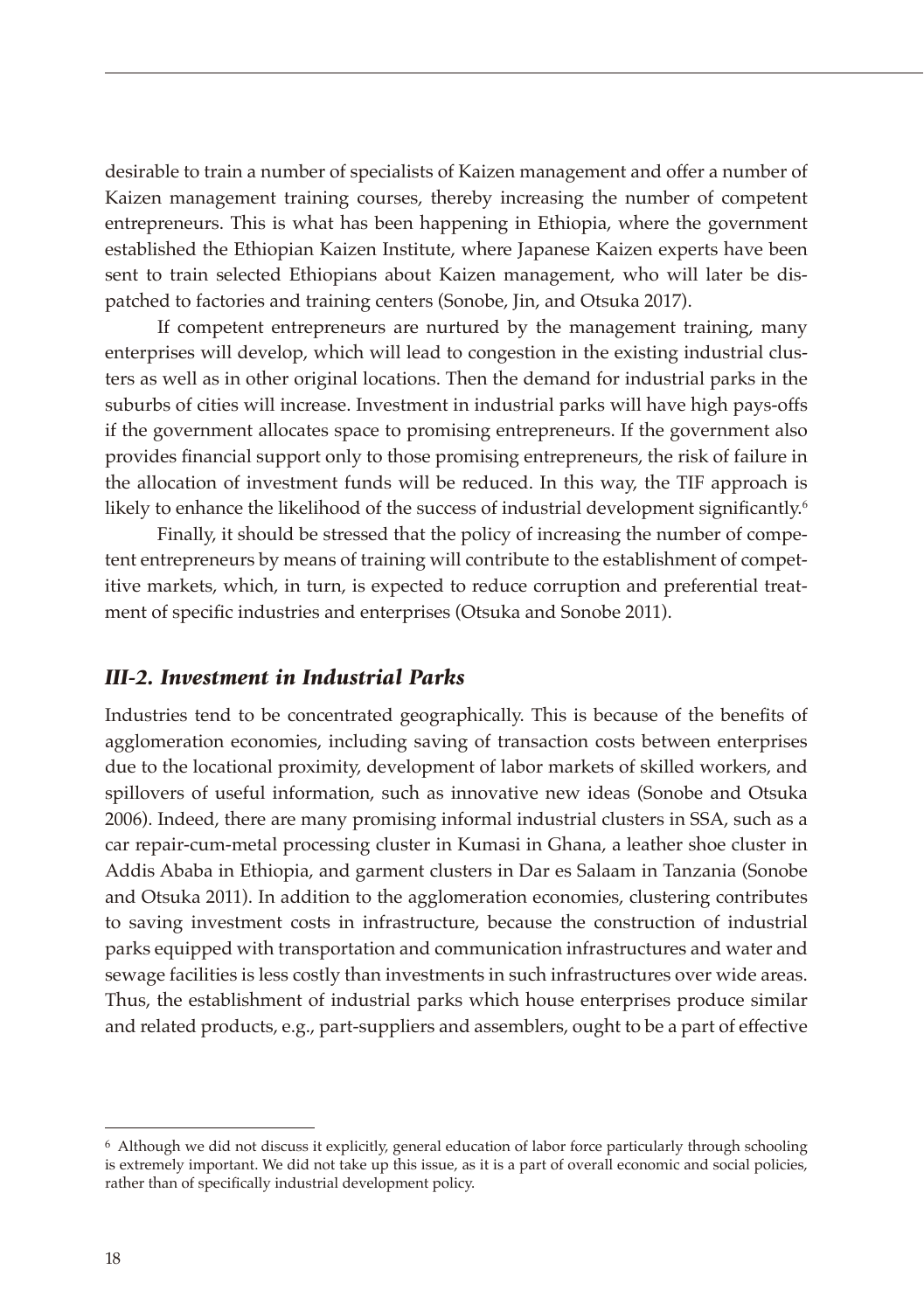desirable to train a number of specialists of Kaizen management and offer a number of Kaizen management training courses, thereby increasing the number of competent entrepreneurs. This is what has been happening in Ethiopia, where the government established the Ethiopian Kaizen Institute, where Japanese Kaizen experts have been sent to train selected Ethiopians about Kaizen management, who will later be dispatched to factories and training centers (Sonobe, Jin, and Otsuka 2017).

If competent entrepreneurs are nurtured by the management training, many enterprises will develop, which will lead to congestion in the existing industrial clusters as well as in other original locations. Then the demand for industrial parks in the suburbs of cities will increase. Investment in industrial parks will have high pays-offs if the government allocates space to promising entrepreneurs. If the government also provides financial support only to those promising entrepreneurs, the risk of failure in the allocation of investment funds will be reduced. In this way, the TIF approach is likely to enhance the likelihood of the success of industrial development significantly.[6]

Finally, it should be stressed that the policy of increasing the number of competent entrepreneurs by means of training will contribute to the establishment of competitive markets, which, in turn, is expected to reduce corruption and preferential treatment of specific industries and enterprises (Otsuka and Sonobe 2011).

## *III-2. Investment in Industrial Parks*

Industries tend to be concentrated geographically. This is because of the benefits of agglomeration economies, including saving of transaction costs between enterprises due to the locational proximity, development of labor markets of skilled workers, and spillovers of useful information, such as innovative new ideas (Sonobe and Otsuka 2006). Indeed, there are many promising informal industrial clusters in SSA, such as a car repair-cum-metal processing cluster in Kumasi in Ghana, a leather shoe cluster in Addis Ababa in Ethiopia, and garment clusters in Dar es Salaam in Tanzania (Sonobe and Otsuka 2011). In addition to the agglomeration economies, clustering contributes to saving investment costs in infrastructure, because the construction of industrial parks equipped with transportation and communication infrastructures and water and sewage facilities is less costly than investments in such infrastructures over wide areas. Thus, the establishment of industrial parks which house enterprises produce similar and related products, e.g., part-suppliers and assemblers, ought to be a part of effective

---

[6] Although we did not discuss it explicitly, general education of labor force particularly through schooling is extremely important. We did not take up this issue, as it is a part of overall economic and social policies, rather than of specifically industrial development policy.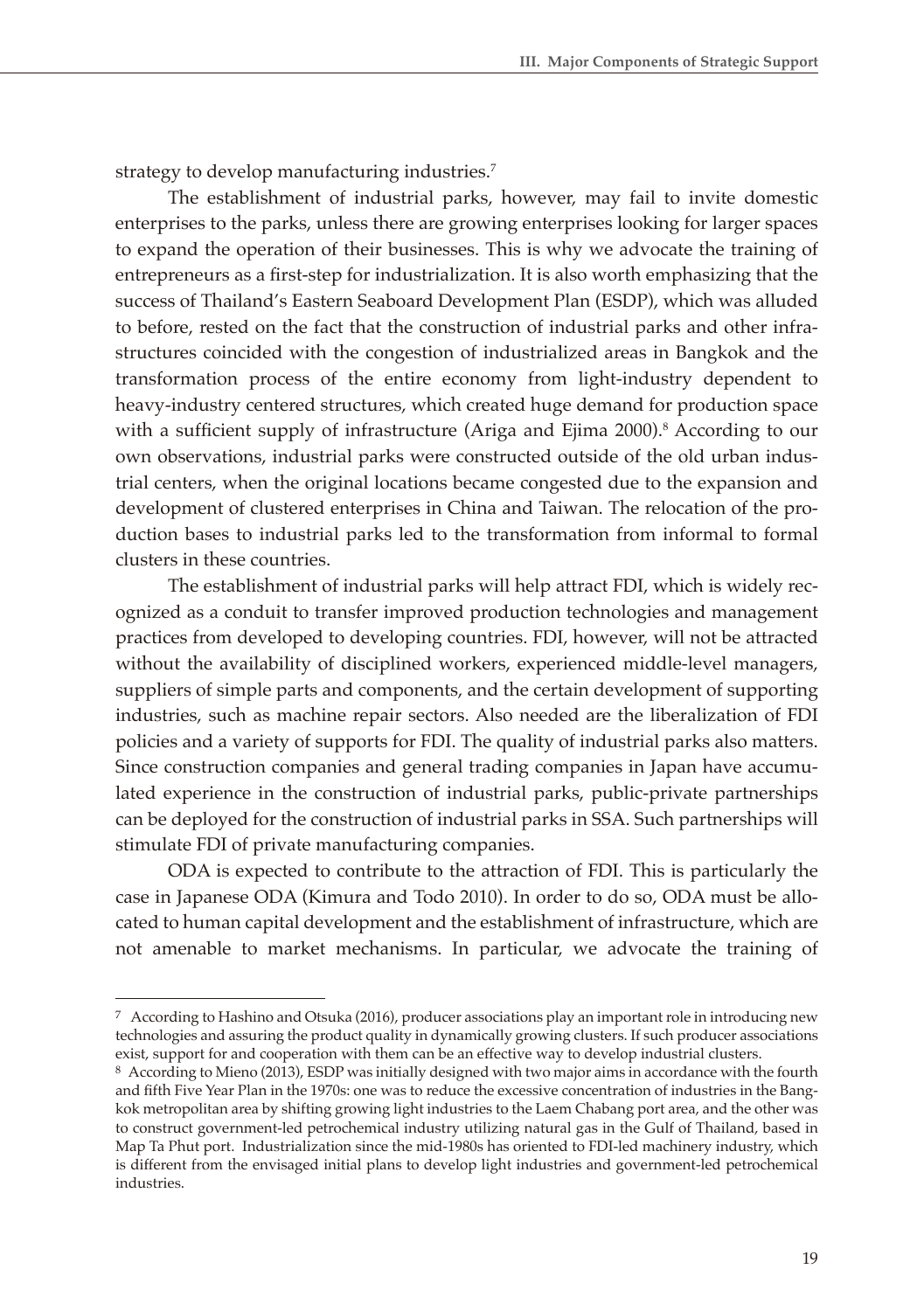strategy to develop manufacturing industries.[7]

The establishment of industrial parks, however, may fail to invite domestic enterprises to the parks, unless there are growing enterprises looking for larger spaces to expand the operation of their businesses. This is why we advocate the training of entrepreneurs as a first-step for industrialization. It is also worth emphasizing that the success of Thailand's Eastern Seaboard Development Plan (ESDP), which was alluded to before, rested on the fact that the construction of industrial parks and other infrastructures coincided with the congestion of industrialized areas in Bangkok and the transformation process of the entire economy from light-industry dependent to heavy-industry centered structures, which created huge demand for production space with a sufficient supply of infrastructure (Ariga and Ejima 2000).[8] According to our own observations, industrial parks were constructed outside of the old urban industrial centers, when the original locations became congested due to the expansion and development of clustered enterprises in China and Taiwan. The relocation of the production bases to industrial parks led to the transformation from informal to formal clusters in these countries.

The establishment of industrial parks will help attract FDI, which is widely recognized as a conduit to transfer improved production technologies and management practices from developed to developing countries. FDI, however, will not be attracted without the availability of disciplined workers, experienced middle-level managers, suppliers of simple parts and components, and the certain development of supporting industries, such as machine repair sectors. Also needed are the liberalization of FDI policies and a variety of supports for FDI. The quality of industrial parks also matters. Since construction companies and general trading companies in Japan have accumulated experience in the construction of industrial parks, public-private partnerships can be deployed for the construction of industrial parks in SSA. Such partnerships will stimulate FDI of private manufacturing companies.

ODA is expected to contribute to the attraction of FDI. This is particularly the case in Japanese ODA (Kimura and Todo 2010). In order to do so, ODA must be allocated to human capital development and the establishment of infrastructure, which are not amenable to market mechanisms. In particular, we advocate the training of

---

[7] According to Hashino and Otsuka (2016), producer associations play an important role in introducing new technologies and assuring the product quality in dynamically growing clusters. If such producer associations exist, support for and cooperation with them can be an effective way to develop industrial clusters.

[8] According to Mieno (2013), ESDP was initially designed with two major aims in accordance with the fourth and fifth Five Year Plan in the 1970s: one was to reduce the excessive concentration of industries in the Bangkok metropolitan area by shifting growing light industries to the Laem Chabang port area, and the other was to construct government-led petrochemical industry utilizing natural gas in the Gulf of Thailand, based in Map Ta Phut port. Industrialization since the mid-1980s has oriented to FDI-led machinery industry, which is different from the envisaged initial plans to develop light industries and government-led petrochemical industries.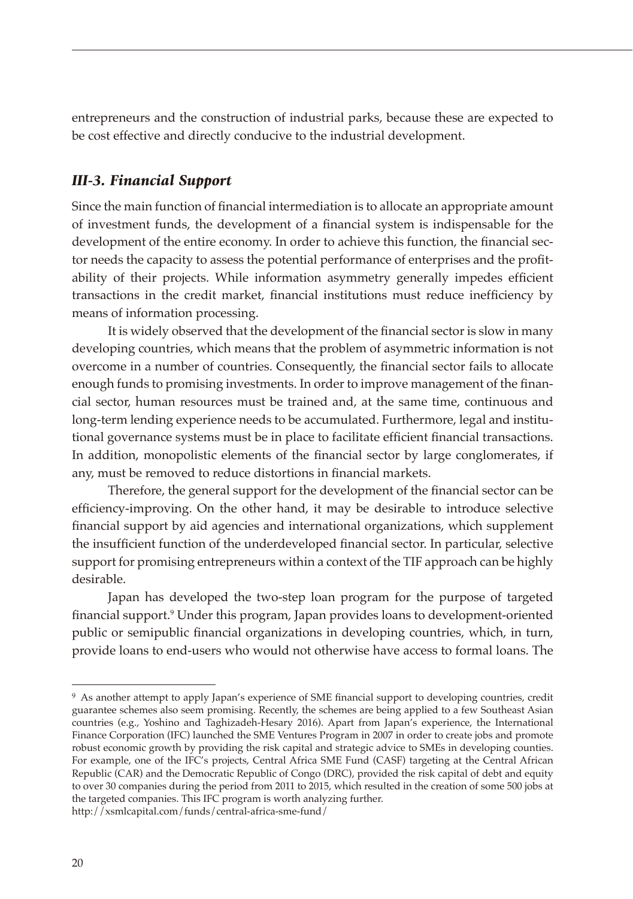entrepreneurs and the construction of industrial parks, because these are expected to be cost effective and directly conducive to the industrial development.

### *III-3. Financial Support*

Since the main function of financial intermediation is to allocate an appropriate amount of investment funds, the development of a financial system is indispensable for the development of the entire economy. In order to achieve this function, the financial sector needs the capacity to assess the potential performance of enterprises and the profitability of their projects. While information asymmetry generally impedes efficient transactions in the credit market, financial institutions must reduce inefficiency by means of information processing.

It is widely observed that the development of the financial sector is slow in many developing countries, which means that the problem of asymmetric information is not overcome in a number of countries. Consequently, the financial sector fails to allocate enough funds to promising investments. In order to improve management of the financial sector, human resources must be trained and, at the same time, continuous and long-term lending experience needs to be accumulated. Furthermore, legal and institutional governance systems must be in place to facilitate efficient financial transactions. In addition, monopolistic elements of the financial sector by large conglomerates, if any, must be removed to reduce distortions in financial markets.

Therefore, the general support for the development of the financial sector can be efficiency-improving. On the other hand, it may be desirable to introduce selective financial support by aid agencies and international organizations, which supplement the insufficient function of the underdeveloped financial sector. In particular, selective support for promising entrepreneurs within a context of the TIF approach can be highly desirable.

Japan has developed the two-step loan program for the purpose of targeted financial support.[9] Under this program, Japan provides loans to development-oriented public or semipublic financial organizations in developing countries, which, in turn, provide loans to end-users who would not otherwise have access to formal loans. The

---

[9] As another attempt to apply Japan's experience of SME financial support to developing countries, credit guarantee schemes also seem promising. Recently, the schemes are being applied to a few Southeast Asian countries (e.g., Yoshino and Taghizadeh-Hesary 2016). Apart from Japan's experience, the International Finance Corporation (IFC) launched the SME Ventures Program in 2007 in order to create jobs and promote robust economic growth by providing the risk capital and strategic advice to SMEs in developing counties. For example, one of the IFC's projects, Central Africa SME Fund (CASF) targeting at the Central African Republic (CAR) and the Democratic Republic of Congo (DRC), provided the risk capital of debt and equity to over 30 companies during the period from 2011 to 2015, which resulted in the creation of some 500 jobs at the targeted companies. This IFC program is worth analyzing further.
http://xsmlcapital.com/funds/central-africa-sme-fund/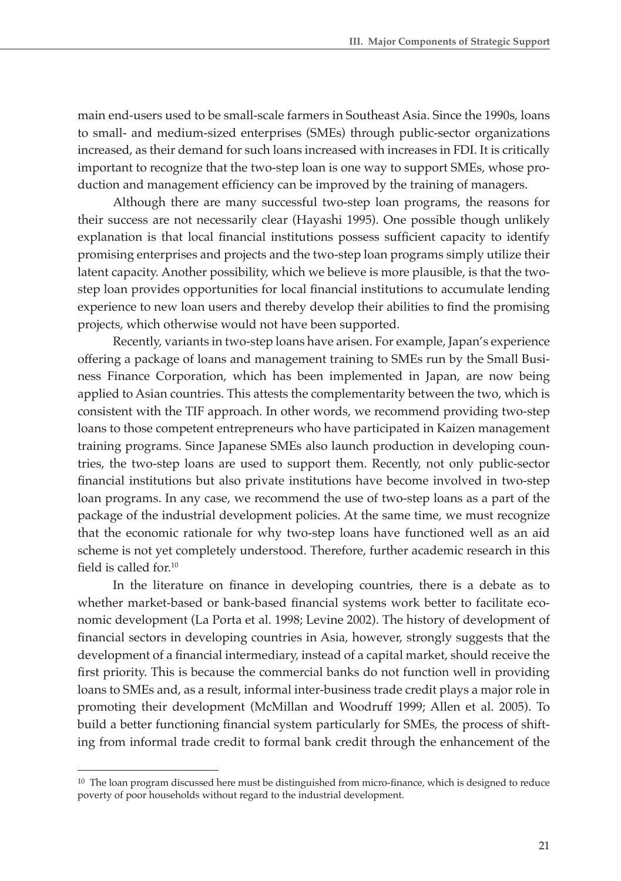main end-users used to be small-scale farmers in Southeast Asia. Since the 1990s, loans to small- and medium-sized enterprises (SMEs) through public-sector organizations increased, as their demand for such loans increased with increases in FDI. It is critically important to recognize that the two-step loan is one way to support SMEs, whose production and management efficiency can be improved by the training of managers.

Although there are many successful two-step loan programs, the reasons for their success are not necessarily clear (Hayashi 1995). One possible though unlikely explanation is that local financial institutions possess sufficient capacity to identify promising enterprises and projects and the two-step loan programs simply utilize their latent capacity. Another possibility, which we believe is more plausible, is that the two-step loan provides opportunities for local financial institutions to accumulate lending experience to new loan users and thereby develop their abilities to find the promising projects, which otherwise would not have been supported.

Recently, variants in two-step loans have arisen. For example, Japan's experience offering a package of loans and management training to SMEs run by the Small Business Finance Corporation, which has been implemented in Japan, are now being applied to Asian countries. This attests the complementarity between the two, which is consistent with the TIF approach. In other words, we recommend providing two-step loans to those competent entrepreneurs who have participated in Kaizen management training programs. Since Japanese SMEs also launch production in developing countries, the two-step loans are used to support them. Recently, not only public-sector financial institutions but also private institutions have become involved in two-step loan programs. In any case, we recommend the use of two-step loans as a part of the package of the industrial development policies. At the same time, we must recognize that the economic rationale for why two-step loans have functioned well as an aid scheme is not yet completely understood. Therefore, further academic research in this field is called for.[10]

In the literature on finance in developing countries, there is a debate as to whether market-based or bank-based financial systems work better to facilitate economic development (La Porta et al. 1998; Levine 2002). The history of development of financial sectors in developing countries in Asia, however, strongly suggests that the development of a financial intermediary, instead of a capital market, should receive the first priority. This is because the commercial banks do not function well in providing loans to SMEs and, as a result, informal inter-business trade credit plays a major role in promoting their development (McMillan and Woodruff 1999; Allen et al. 2005). To build a better functioning financial system particularly for SMEs, the process of shifting from informal trade credit to formal bank credit through the enhancement of the

[10] The loan program discussed here must be distinguished from micro-finance, which is designed to reduce poverty of poor households without regard to the industrial development.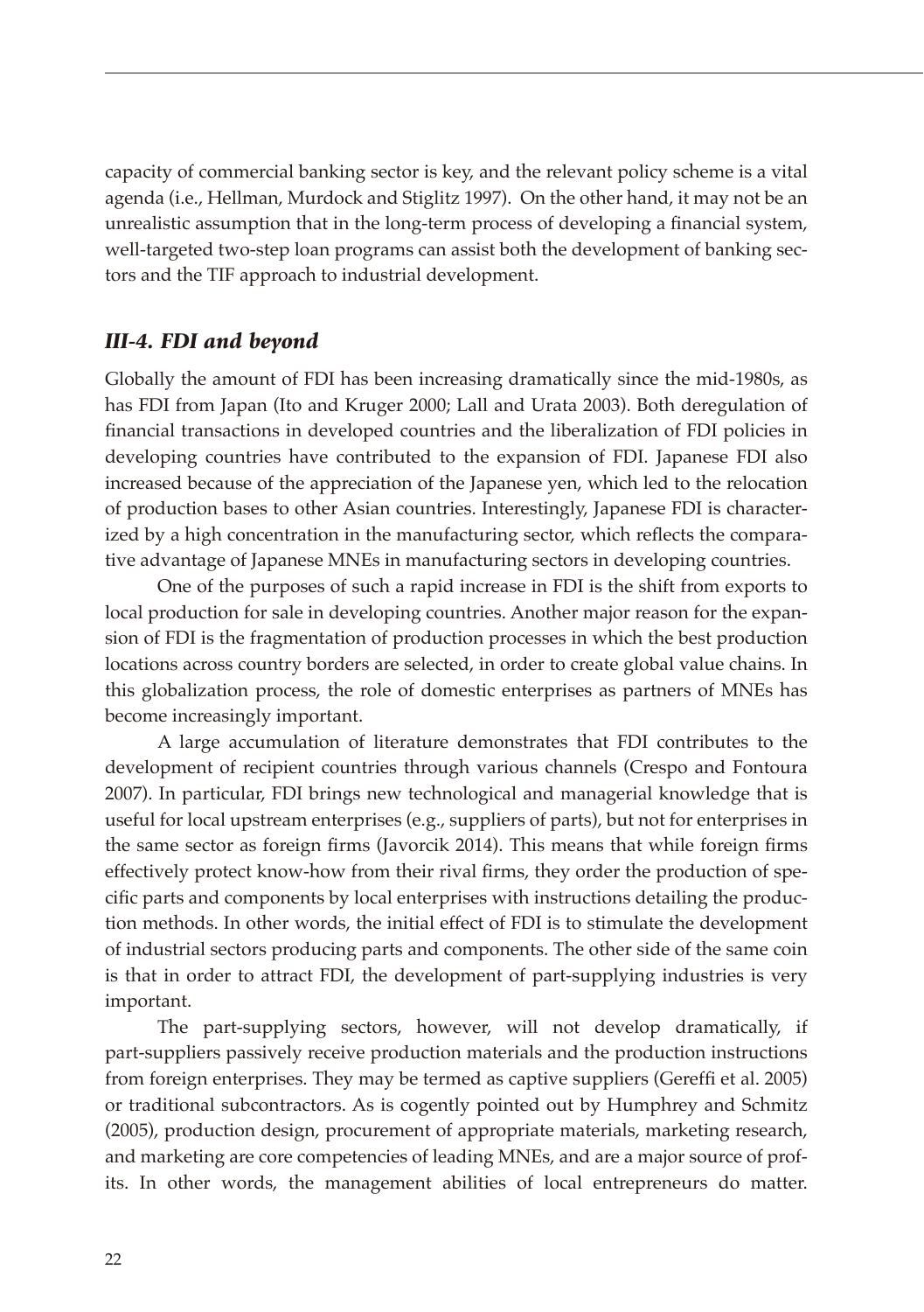capacity of commercial banking sector is key, and the relevant policy scheme is a vital agenda (i.e., Hellman, Murdock and Stiglitz 1997). On the other hand, it may not be an unrealistic assumption that in the long-term process of developing a financial system, well-targeted two-step loan programs can assist both the development of banking sectors and the TIF approach to industrial development.

### *III-4. FDI and beyond*

Globally the amount of FDI has been increasing dramatically since the mid-1980s, as has FDI from Japan (Ito and Kruger 2000; Lall and Urata 2003). Both deregulation of financial transactions in developed countries and the liberalization of FDI policies in developing countries have contributed to the expansion of FDI. Japanese FDI also increased because of the appreciation of the Japanese yen, which led to the relocation of production bases to other Asian countries. Interestingly, Japanese FDI is characterized by a high concentration in the manufacturing sector, which reflects the comparative advantage of Japanese MNEs in manufacturing sectors in developing countries.

One of the purposes of such a rapid increase in FDI is the shift from exports to local production for sale in developing countries. Another major reason for the expansion of FDI is the fragmentation of production processes in which the best production locations across country borders are selected, in order to create global value chains. In this globalization process, the role of domestic enterprises as partners of MNEs has become increasingly important.

A large accumulation of literature demonstrates that FDI contributes to the development of recipient countries through various channels (Crespo and Fontoura 2007). In particular, FDI brings new technological and managerial knowledge that is useful for local upstream enterprises (e.g., suppliers of parts), but not for enterprises in the same sector as foreign firms (Javorcik 2014). This means that while foreign firms effectively protect know-how from their rival firms, they order the production of specific parts and components by local enterprises with instructions detailing the production methods. In other words, the initial effect of FDI is to stimulate the development of industrial sectors producing parts and components. The other side of the same coin is that in order to attract FDI, the development of part-supplying industries is very important.

The part-supplying sectors, however, will not develop dramatically, if part-suppliers passively receive production materials and the production instructions from foreign enterprises. They may be termed as captive suppliers (Gereffi et al. 2005) or traditional subcontractors. As is cogently pointed out by Humphrey and Schmitz (2005), production design, procurement of appropriate materials, marketing research, and marketing are core competencies of leading MNEs, and are a major source of profits. In other words, the management abilities of local entrepreneurs do matter.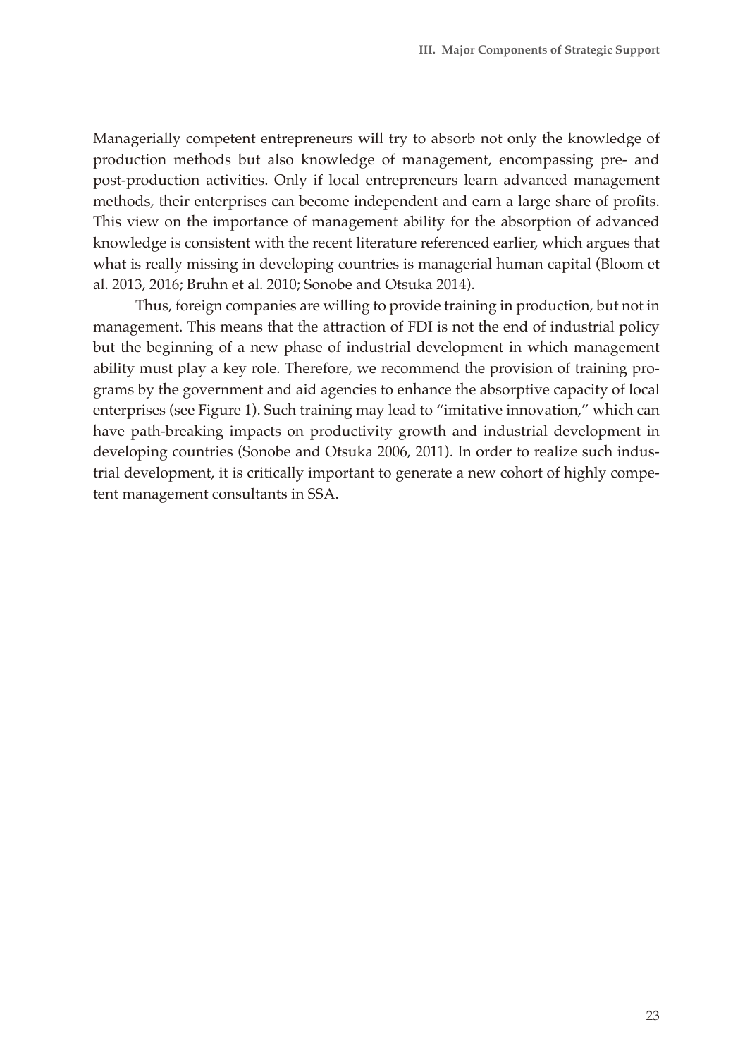Managerially competent entrepreneurs will try to absorb not only the knowledge of production methods but also knowledge of management, encompassing pre- and post-production activities. Only if local entrepreneurs learn advanced management methods, their enterprises can become independent and earn a large share of profits. This view on the importance of management ability for the absorption of advanced knowledge is consistent with the recent literature referenced earlier, which argues that what is really missing in developing countries is managerial human capital (Bloom et al. 2013, 2016; Bruhn et al. 2010; Sonobe and Otsuka 2014).

Thus, foreign companies are willing to provide training in production, but not in management. This means that the attraction of FDI is not the end of industrial policy but the beginning of a new phase of industrial development in which management ability must play a key role. Therefore, we recommend the provision of training programs by the government and aid agencies to enhance the absorptive capacity of local enterprises (see Figure 1). Such training may lead to "imitative innovation," which can have path-breaking impacts on productivity growth and industrial development in developing countries (Sonobe and Otsuka 2006, 2011). In order to realize such industrial development, it is critically important to generate a new cohort of highly competent management consultants in SSA.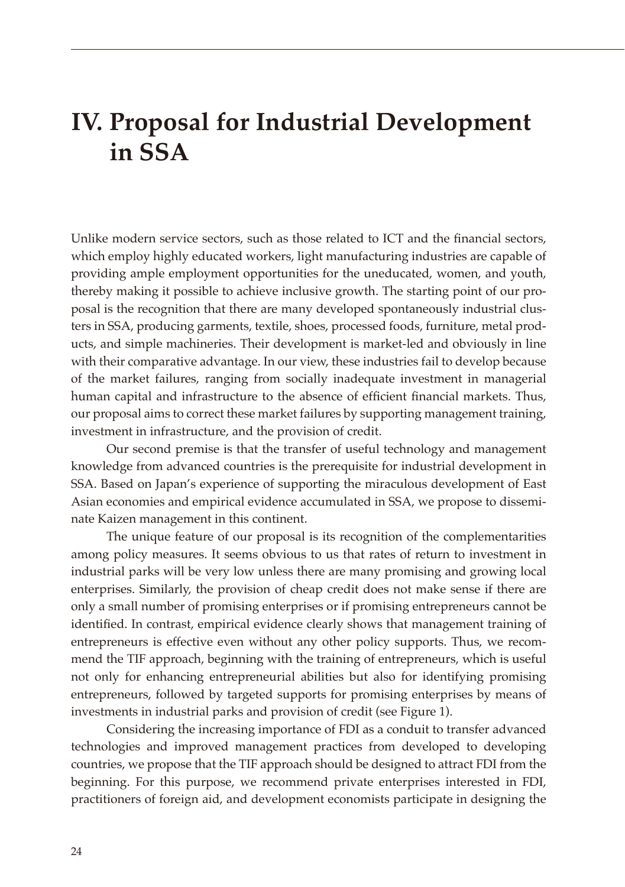# IV. Proposal for Industrial Development in SSA

Unlike modern service sectors, such as those related to ICT and the financial sectors, which employ highly educated workers, light manufacturing industries are capable of providing ample employment opportunities for the uneducated, women, and youth, thereby making it possible to achieve inclusive growth. The starting point of our proposal is the recognition that there are many developed spontaneously industrial clusters in SSA, producing garments, textile, shoes, processed foods, furniture, metal products, and simple machineries. Their development is market-led and obviously in line with their comparative advantage. In our view, these industries fail to develop because of the market failures, ranging from socially inadequate investment in managerial human capital and infrastructure to the absence of efficient financial markets. Thus, our proposal aims to correct these market failures by supporting management training, investment in infrastructure, and the provision of credit.

Our second premise is that the transfer of useful technology and management knowledge from advanced countries is the prerequisite for industrial development in SSA. Based on Japan's experience of supporting the miraculous development of East Asian economies and empirical evidence accumulated in SSA, we propose to disseminate Kaizen management in this continent.

The unique feature of our proposal is its recognition of the complementarities among policy measures. It seems obvious to us that rates of return to investment in industrial parks will be very low unless there are many promising and growing local enterprises. Similarly, the provision of cheap credit does not make sense if there are only a small number of promising enterprises or if promising entrepreneurs cannot be identified. In contrast, empirical evidence clearly shows that management training of entrepreneurs is effective even without any other policy supports. Thus, we recommend the TIF approach, beginning with the training of entrepreneurs, which is useful not only for enhancing entrepreneurial abilities but also for identifying promising entrepreneurs, followed by targeted supports for promising enterprises by means of investments in industrial parks and provision of credit (see Figure 1).

Considering the increasing importance of FDI as a conduit to transfer advanced technologies and improved management practices from developed to developing countries, we propose that the TIF approach should be designed to attract FDI from the beginning. For this purpose, we recommend private enterprises interested in FDI, practitioners of foreign aid, and development economists participate in designing the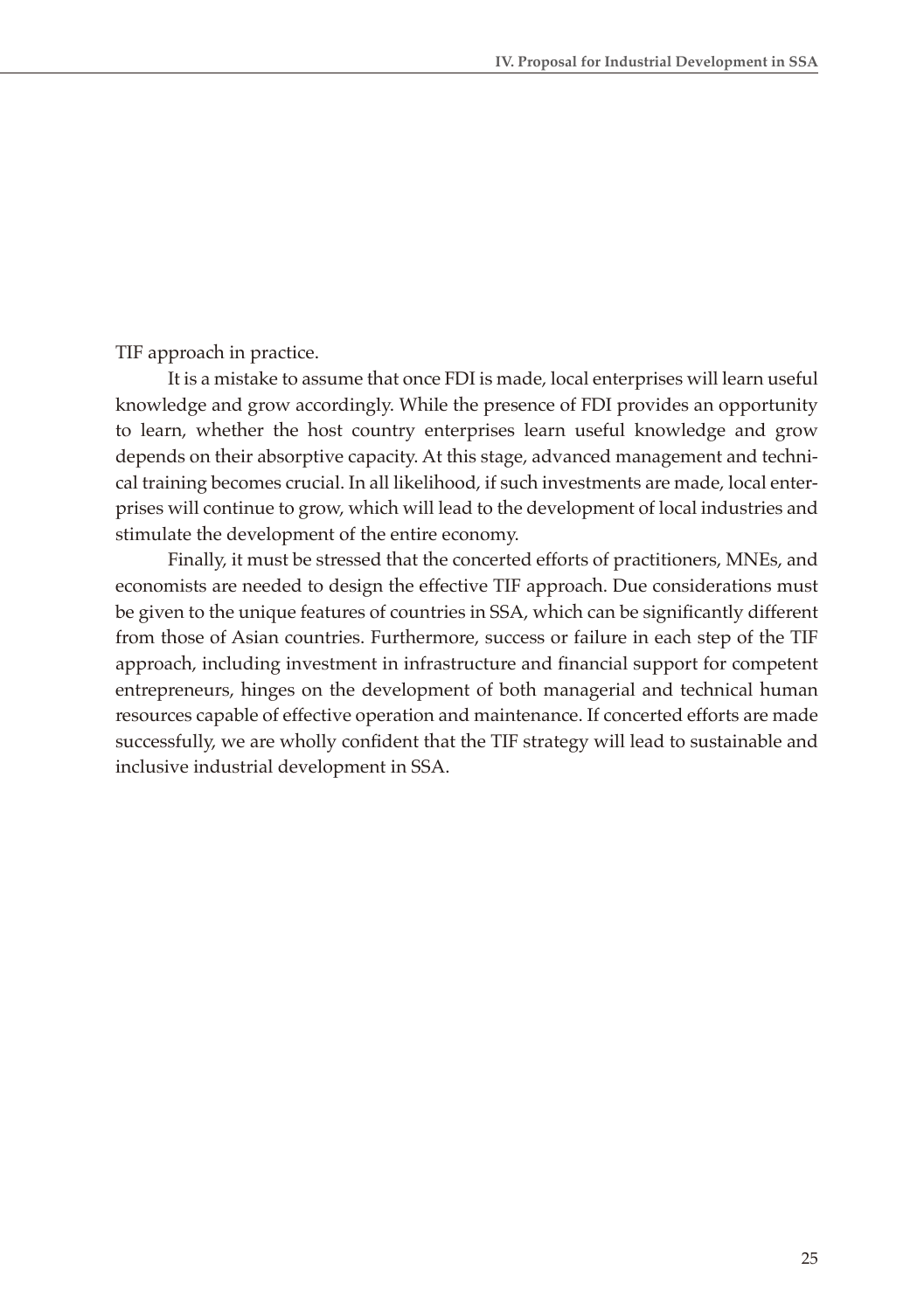TIF approach in practice.

It is a mistake to assume that once FDI is made, local enterprises will learn useful knowledge and grow accordingly. While the presence of FDI provides an opportunity to learn, whether the host country enterprises learn useful knowledge and grow depends on their absorptive capacity. At this stage, advanced management and technical training becomes crucial. In all likelihood, if such investments are made, local enterprises will continue to grow, which will lead to the development of local industries and stimulate the development of the entire economy.

Finally, it must be stressed that the concerted efforts of practitioners, MNEs, and economists are needed to design the effective TIF approach. Due considerations must be given to the unique features of countries in SSA, which can be significantly different from those of Asian countries. Furthermore, success or failure in each step of the TIF approach, including investment in infrastructure and financial support for competent entrepreneurs, hinges on the development of both managerial and technical human resources capable of effective operation and maintenance. If concerted efforts are made successfully, we are wholly confident that the TIF strategy will lead to sustainable and inclusive industrial development in SSA.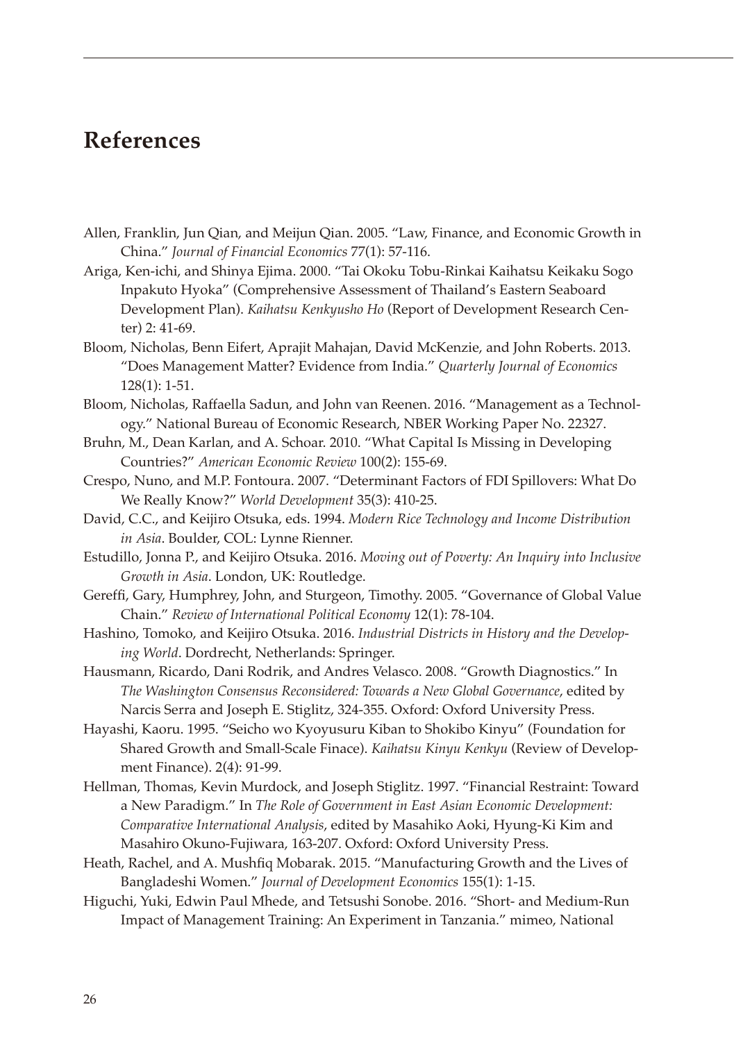# References

Allen, Franklin, Jun Qian, and Meijun Qian. 2005. "Law, Finance, and Economic Growth in China." *Journal of Financial Economics* 77(1): 57-116.

Ariga, Ken-ichi, and Shinya Ejima. 2000. "Tai Okoku Tobu-Rinkai Kaihatsu Keikaku Sogo Inpakuto Hyoka" (Comprehensive Assessment of Thailand's Eastern Seaboard Development Plan). *Kaihatsu Kenkyusho Ho* (Report of Development Research Center) 2: 41-69.

Bloom, Nicholas, Benn Eifert, Aprajit Mahajan, David McKenzie, and John Roberts. 2013. "Does Management Matter? Evidence from India." *Quarterly Journal of Economics* 128(1): 1-51.

Bloom, Nicholas, Raffaella Sadun, and John van Reenen. 2016. "Management as a Technology." National Bureau of Economic Research, NBER Working Paper No. 22327.

Bruhn, M., Dean Karlan, and A. Schoar. 2010. "What Capital Is Missing in Developing Countries?" *American Economic Review* 100(2): 155-69.

Crespo, Nuno, and M.P. Fontoura. 2007. "Determinant Factors of FDI Spillovers: What Do We Really Know?" *World Development* 35(3): 410-25.

David, C.C., and Keijiro Otsuka, eds. 1994. *Modern Rice Technology and Income Distribution in Asia*. Boulder, COL: Lynne Rienner.

Estudillo, Jonna P., and Keijiro Otsuka. 2016. *Moving out of Poverty: An Inquiry into Inclusive Growth in Asia*. London, UK: Routledge.

Gereffi, Gary, Humphrey, John, and Sturgeon, Timothy. 2005. "Governance of Global Value Chain." *Review of International Political Economy* 12(1): 78-104.

Hashino, Tomoko, and Keijiro Otsuka. 2016. *Industrial Districts in History and the Developing World*. Dordrecht, Netherlands: Springer.

Hausmann, Ricardo, Dani Rodrik, and Andres Velasco. 2008. "Growth Diagnostics." In *The Washington Consensus Reconsidered: Towards a New Global Governance*, edited by Narcis Serra and Joseph E. Stiglitz, 324-355. Oxford: Oxford University Press.

Hayashi, Kaoru. 1995. "Seicho wo Kyoyusuru Kiban to Shokibo Kinyu" (Foundation for Shared Growth and Small-Scale Finace). *Kaihatsu Kinyu Kenkyu* (Review of Development Finance). 2(4): 91-99.

Hellman, Thomas, Kevin Murdock, and Joseph Stiglitz. 1997. "Financial Restraint: Toward a New Paradigm." In *The Role of Government in East Asian Economic Development: Comparative International Analysis*, edited by Masahiko Aoki, Hyung-Ki Kim and Masahiro Okuno-Fujiwara, 163-207. Oxford: Oxford University Press.

Heath, Rachel, and A. Mushfiq Mobarak. 2015. "Manufacturing Growth and the Lives of Bangladeshi Women." *Journal of Development Economics* 155(1): 1-15.

Higuchi, Yuki, Edwin Paul Mhede, and Tetsushi Sonobe. 2016. "Short- and Medium-Run Impact of Management Training: An Experiment in Tanzania." mimeo, National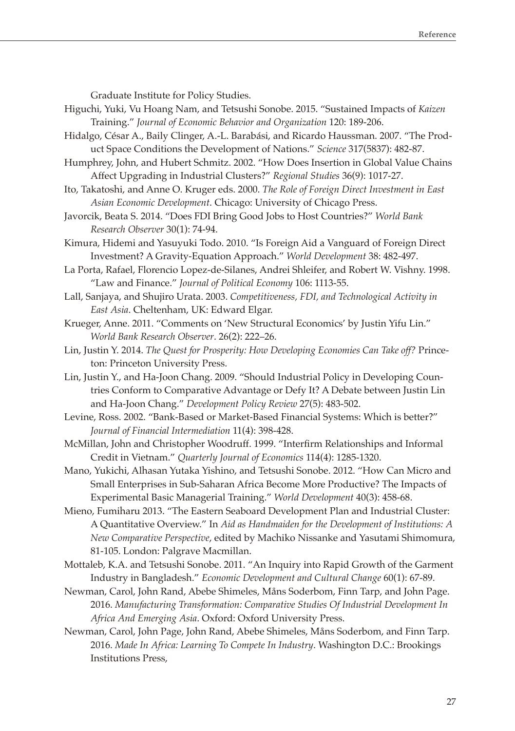Graduate Institute for Policy Studies.

Higuchi, Yuki, Vu Hoang Nam, and Tetsushi Sonobe. 2015. "Sustained Impacts of *Kaizen* Training." *Journal of Economic Behavior and Organization* 120: 189-206.

Hidalgo, César A., Baily Clinger, A.-L. Barabási, and Ricardo Haussman. 2007. "The Product Space Conditions the Development of Nations." *Science* 317(5837): 482-87.

Humphrey, John, and Hubert Schmitz. 2002. "How Does Insertion in Global Value Chains Affect Upgrading in Industrial Clusters?" *Regional Studies* 36(9): 1017-27.

Ito, Takatoshi, and Anne O. Kruger eds. 2000. *The Role of Foreign Direct Investment in East Asian Economic Development*. Chicago: University of Chicago Press.

Javorcik, Beata S. 2014. "Does FDI Bring Good Jobs to Host Countries?" *World Bank Research Observer* 30(1): 74-94.

Kimura, Hidemi and Yasuyuki Todo. 2010. "Is Foreign Aid a Vanguard of Foreign Direct Investment? A Gravity-Equation Approach." *World Development* 38: 482-497.

La Porta, Rafael, Florencio Lopez-de-Silanes, Andrei Shleifer, and Robert W. Vishny. 1998. "Law and Finance." *Journal of Political Economy* 106: 1113-55.

Lall, Sanjaya, and Shujiro Urata. 2003. *Competitiveness, FDI, and Technological Activity in East Asia*. Cheltenham, UK: Edward Elgar.

Krueger, Anne. 2011. "Comments on 'New Structural Economics' by Justin Yifu Lin." *World Bank Research Observer*. 26(2): 222–26.

Lin, Justin Y. 2014. *The Quest for Prosperity: How Developing Economies Can Take off?* Princeton: Princeton University Press.

Lin, Justin Y., and Ha-Joon Chang. 2009. "Should Industrial Policy in Developing Countries Conform to Comparative Advantage or Defy It? A Debate between Justin Lin and Ha-Joon Chang." *Development Policy Review* 27(5): 483-502.

Levine, Ross. 2002. "Bank-Based or Market-Based Financial Systems: Which is better?" *Journal of Financial Intermediation* 11(4): 398-428.

McMillan, John and Christopher Woodruff. 1999. "Interfirm Relationships and Informal Credit in Vietnam." *Quarterly Journal of Economics* 114(4): 1285-1320.

Mano, Yukichi, Alhasan Yutaka Yishino, and Tetsushi Sonobe. 2012. "How Can Micro and Small Enterprises in Sub-Saharan Africa Become More Productive? The Impacts of Experimental Basic Managerial Training." *World Development* 40(3): 458-68.

Mieno, Fumiharu 2013. "The Eastern Seaboard Development Plan and Industrial Cluster: A Quantitative Overview." In *Aid as Handmaiden for the Development of Institutions: A New Comparative Perspective*, edited by Machiko Nissanke and Yasutami Shimomura, 81-105. London: Palgrave Macmillan.

Mottaleb, K.A. and Tetsushi Sonobe. 2011. "An Inquiry into Rapid Growth of the Garment Industry in Bangladesh." *Economic Development and Cultural Change* 60(1): 67-89.

Newman, Carol, John Rand, Abebe Shimeles, Måns Soderbom, Finn Tarp, and John Page. 2016. *Manufacturing Transformation: Comparative Studies Of Industrial Development In Africa And Emerging Asia*. Oxford: Oxford University Press.

Newman, Carol, John Page, John Rand, Abebe Shimeles, Måns Soderbom, and Finn Tarp. 2016. *Made In Africa: Learning To Compete In Industry*. Washington D.C.: Brookings Institutions Press,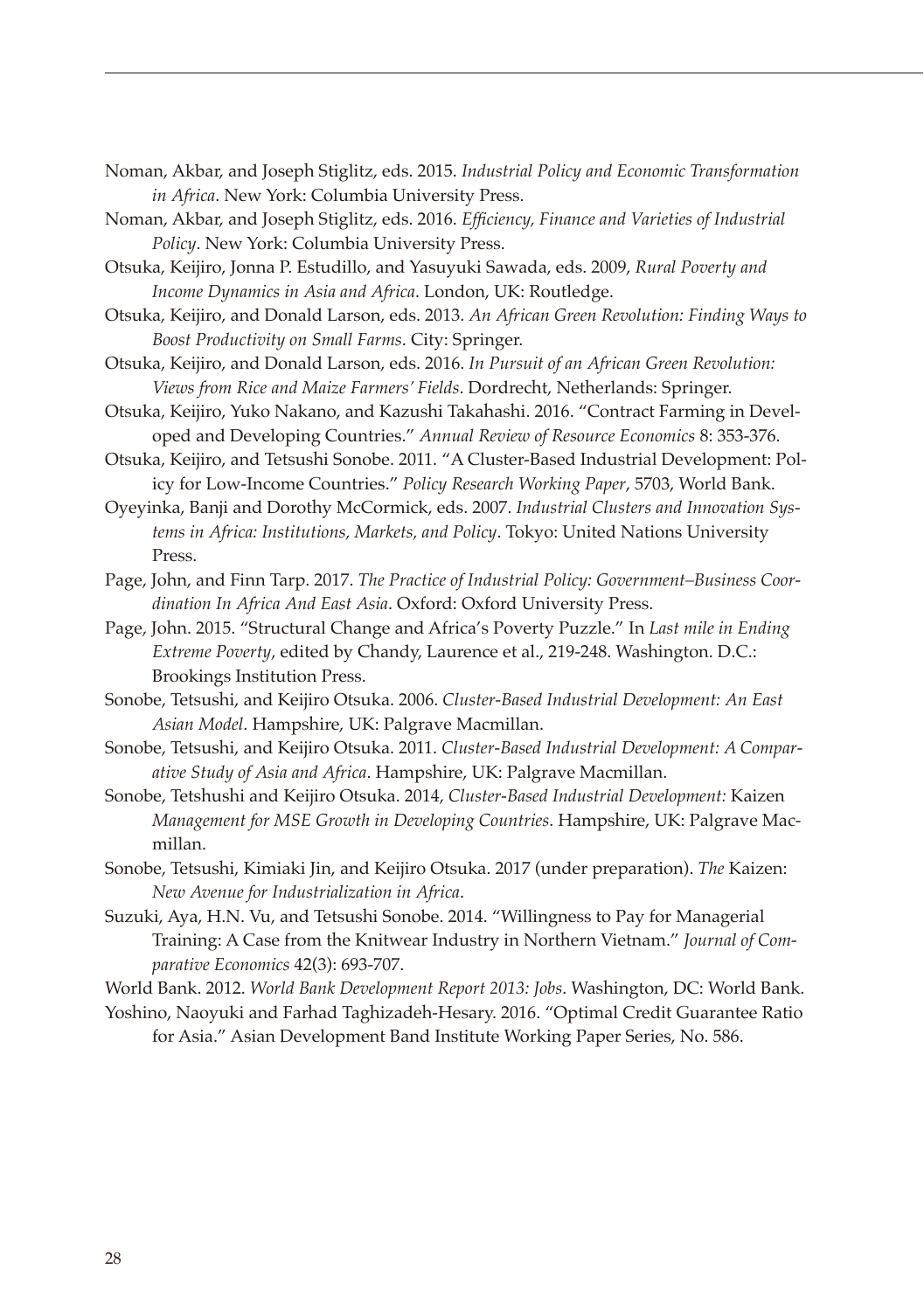Noman, Akbar, and Joseph Stiglitz, eds. 2015. *Industrial Policy and Economic Transformation in Africa*. New York: Columbia University Press.

Noman, Akbar, and Joseph Stiglitz, eds. 2016. *Efficiency, Finance and Varieties of Industrial Policy*. New York: Columbia University Press.

Otsuka, Keijiro, Jonna P. Estudillo, and Yasuyuki Sawada, eds. 2009, *Rural Poverty and Income Dynamics in Asia and Africa*. London, UK: Routledge.

Otsuka, Keijiro, and Donald Larson, eds. 2013. *An African Green Revolution: Finding Ways to Boost Productivity on Small Farms*. City: Springer.

Otsuka, Keijiro, and Donald Larson, eds. 2016. *In Pursuit of an African Green Revolution: Views from Rice and Maize Farmers' Fields*. Dordrecht, Netherlands: Springer.

Otsuka, Keijiro, Yuko Nakano, and Kazushi Takahashi. 2016. "Contract Farming in Developed and Developing Countries." *Annual Review of Resource Economics* 8: 353-376.

Otsuka, Keijiro, and Tetsushi Sonobe. 2011. "A Cluster-Based Industrial Development: Policy for Low-Income Countries." *Policy Research Working Paper*, 5703, World Bank.

Oyeyinka, Banji and Dorothy McCormick, eds. 2007. *Industrial Clusters and Innovation Systems in Africa: Institutions, Markets, and Policy*. Tokyo: United Nations University Press.

Page, John, and Finn Tarp. 2017. *The Practice of Industrial Policy: Government–Business Coordination In Africa And East Asia*. Oxford: Oxford University Press.

Page, John. 2015. "Structural Change and Africa's Poverty Puzzle." In *Last mile in Ending Extreme Poverty*, edited by Chandy, Laurence et al., 219-248. Washington. D.C.: Brookings Institution Press.

Sonobe, Tetsushi, and Keijiro Otsuka. 2006. *Cluster-Based Industrial Development: An East Asian Model*. Hampshire, UK: Palgrave Macmillan.

Sonobe, Tetsushi, and Keijiro Otsuka. 2011. *Cluster-Based Industrial Development: A Comparative Study of Asia and Africa*. Hampshire, UK: Palgrave Macmillan.

Sonobe, Tetshushi and Keijiro Otsuka. 2014, *Cluster-Based Industrial Development:* Kaizen *Management for MSE Growth in Developing Countries*. Hampshire, UK: Palgrave Macmillan.

Sonobe, Tetsushi, Kimiaki Jin, and Keijiro Otsuka. 2017 (under preparation). *The* Kaizen: *New Avenue for Industrialization in Africa*.

Suzuki, Aya, H.N. Vu, and Tetsushi Sonobe. 2014. "Willingness to Pay for Managerial Training: A Case from the Knitwear Industry in Northern Vietnam." *Journal of Comparative Economics* 42(3): 693-707.

World Bank. 2012. *World Bank Development Report 2013: Jobs*. Washington, DC: World Bank.

Yoshino, Naoyuki and Farhad Taghizadeh-Hesary. 2016. "Optimal Credit Guarantee Ratio for Asia." Asian Development Band Institute Working Paper Series, No. 586.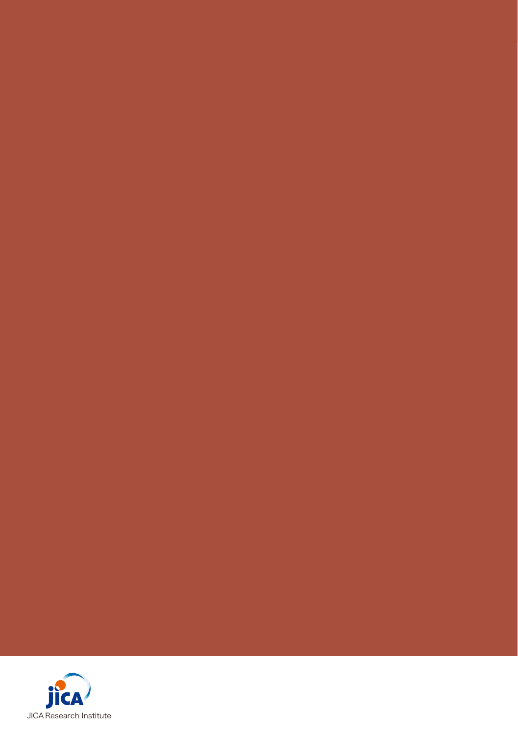JICA Research Institute